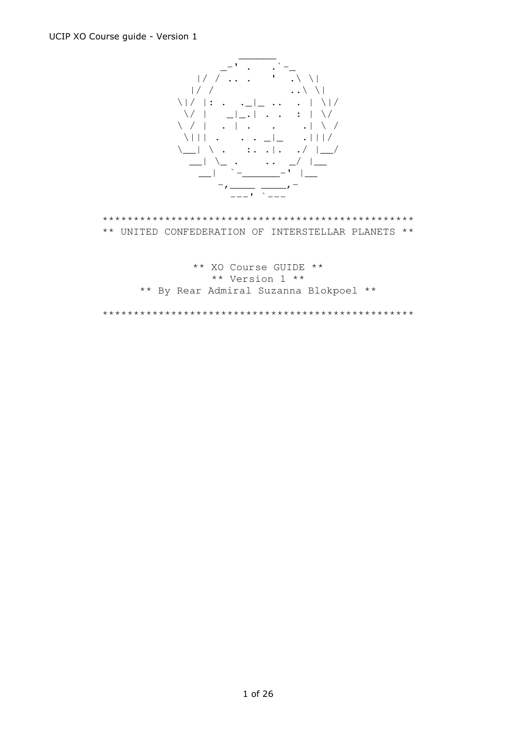```
                _______
              _-'  .    .`-_
           |/ / .. .    '  .\ \|
          |/ /              ..\ \|
        \|/ |: .  ._|_ ..  . | \|/
         \/ |    _|_.| . .  : | \/
        \ / |  . | .    .    .| \ /
         \||| .    . . _|_   .|||/
        \__| \ .    :. .|.  ./ |__/
          __| \_ .      ..  _/ |__
           __|  `-_______-' |__
              -,____ ____,-
                ---' `---
```

```
************************************************
** UNITED CONFEDERATION OF INTERSTELLAR PLANETS **

            ** XO Course GUIDE **
               ** Version 1 **
    ** By Rear Admiral Suzanna Blokpoel **

************************************************
```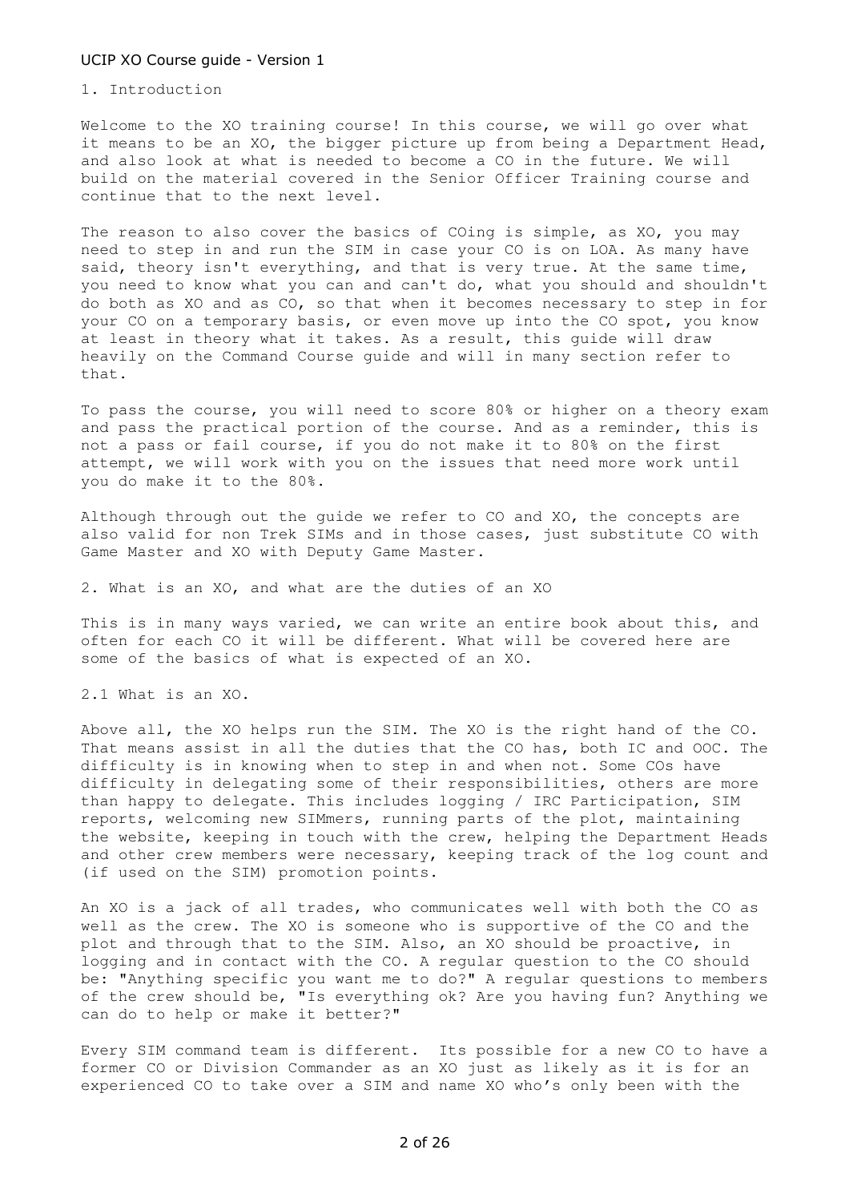# UCIP XO Course guide - Version 1

## 1. Introduction

Welcome to the XO training course! In this course, we will go over what it means to be an XO, the bigger picture up from being a Department Head, and also look at what is needed to become a CO in the future. We will build on the material covered in the Senior Officer Training course and continue that to the next level.

The reason to also cover the basics of COing is simple, as XO, you may need to step in and run the SIM in case your CO is on LOA. As many have said, theory isn't everything, and that is very true. At the same time, you need to know what you can and can't do, what you should and shouldn't do both as XO and as CO, so that when it becomes necessary to step in for your CO on a temporary basis, or even move up into the CO spot, you know at least in theory what it takes. As a result, this guide will draw heavily on the Command Course guide and will in many section refer to that.

To pass the course, you will need to score 80% or higher on a theory exam and pass the practical portion of the course. And as a reminder, this is not a pass or fail course, if you do not make it to 80% on the first attempt, we will work with you on the issues that need more work until you do make it to the 80%.

Although through out the guide we refer to CO and XO, the concepts are also valid for non Trek SIMs and in those cases, just substitute CO with Game Master and XO with Deputy Game Master.

## 2. What is an XO, and what are the duties of an XO

This is in many ways varied, we can write an entire book about this, and often for each CO it will be different. What will be covered here are some of the basics of what is expected of an XO.

### 2.1 What is an XO.

Above all, the XO helps run the SIM. The XO is the right hand of the CO. That means assist in all the duties that the CO has, both IC and OOC. The difficulty is in knowing when to step in and when not. Some COs have difficulty in delegating some of their responsibilities, others are more than happy to delegate. This includes logging / IRC Participation, SIM reports, welcoming new SIMmers, running parts of the plot, maintaining the website, keeping in touch with the crew, helping the Department Heads and other crew members were necessary, keeping track of the log count and (if used on the SIM) promotion points.

An XO is a jack of all trades, who communicates well with both the CO as well as the crew. The XO is someone who is supportive of the CO and the plot and through that to the SIM. Also, an XO should be proactive, in logging and in contact with the CO. A regular question to the CO should be: "Anything specific you want me to do?" A regular questions to members of the crew should be, "Is everything ok? Are you having fun? Anything we can do to help or make it better?"

Every SIM command team is different. Its possible for a new CO to have a former CO or Division Commander as an XO just as likely as it is for an experienced CO to take over a SIM and name XO who’s only been with the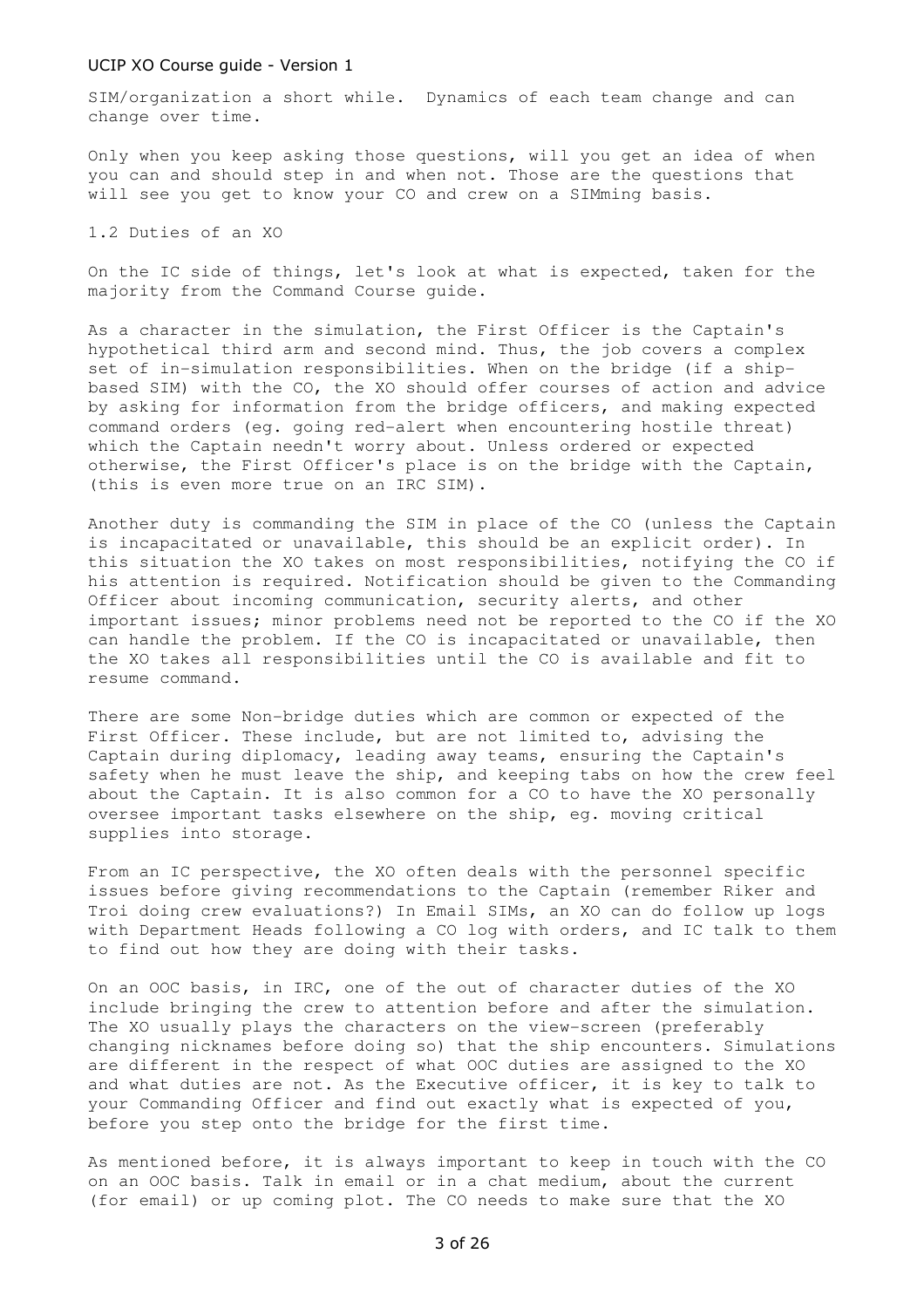SIM/organization a short while. Dynamics of each team change and can change over time.

Only when you keep asking those questions, will you get an idea of when you can and should step in and when not. Those are the questions that will see you get to know your CO and crew on a SIMming basis.

## 1.2 Duties of an XO

On the IC side of things, let's look at what is expected, taken for the majority from the Command Course guide.

As a character in the simulation, the First Officer is the Captain's hypothetical third arm and second mind. Thus, the job covers a complex set of in-simulation responsibilities. When on the bridge (if a ship-based SIM) with the CO, the XO should offer courses of action and advice by asking for information from the bridge officers, and making expected command orders (eg. going red-alert when encountering hostile threat) which the Captain needn't worry about. Unless ordered or expected otherwise, the First Officer's place is on the bridge with the Captain, (this is even more true on an IRC SIM).

Another duty is commanding the SIM in place of the CO (unless the Captain is incapacitated or unavailable, this should be an explicit order). In this situation the XO takes on most responsibilities, notifying the CO if his attention is required. Notification should be given to the Commanding Officer about incoming communication, security alerts, and other important issues; minor problems need not be reported to the CO if the XO can handle the problem. If the CO is incapacitated or unavailable, then the XO takes all responsibilities until the CO is available and fit to resume command.

There are some Non-bridge duties which are common or expected of the First Officer. These include, but are not limited to, advising the Captain during diplomacy, leading away teams, ensuring the Captain's safety when he must leave the ship, and keeping tabs on how the crew feel about the Captain. It is also common for a CO to have the XO personally oversee important tasks elsewhere on the ship, eg. moving critical supplies into storage.

From an IC perspective, the XO often deals with the personnel specific issues before giving recommendations to the Captain (remember Riker and Troi doing crew evaluations?) In Email SIMs, an XO can do follow up logs with Department Heads following a CO log with orders, and IC talk to them to find out how they are doing with their tasks.

On an OOC basis, in IRC, one of the out of character duties of the XO include bringing the crew to attention before and after the simulation. The XO usually plays the characters on the view-screen (preferably changing nicknames before doing so) that the ship encounters. Simulations are different in the respect of what OOC duties are assigned to the XO and what duties are not. As the Executive officer, it is key to talk to your Commanding Officer and find out exactly what is expected of you, before you step onto the bridge for the first time.

As mentioned before, it is always important to keep in touch with the CO on an OOC basis. Talk in email or in a chat medium, about the current (for email) or up coming plot. The CO needs to make sure that the XO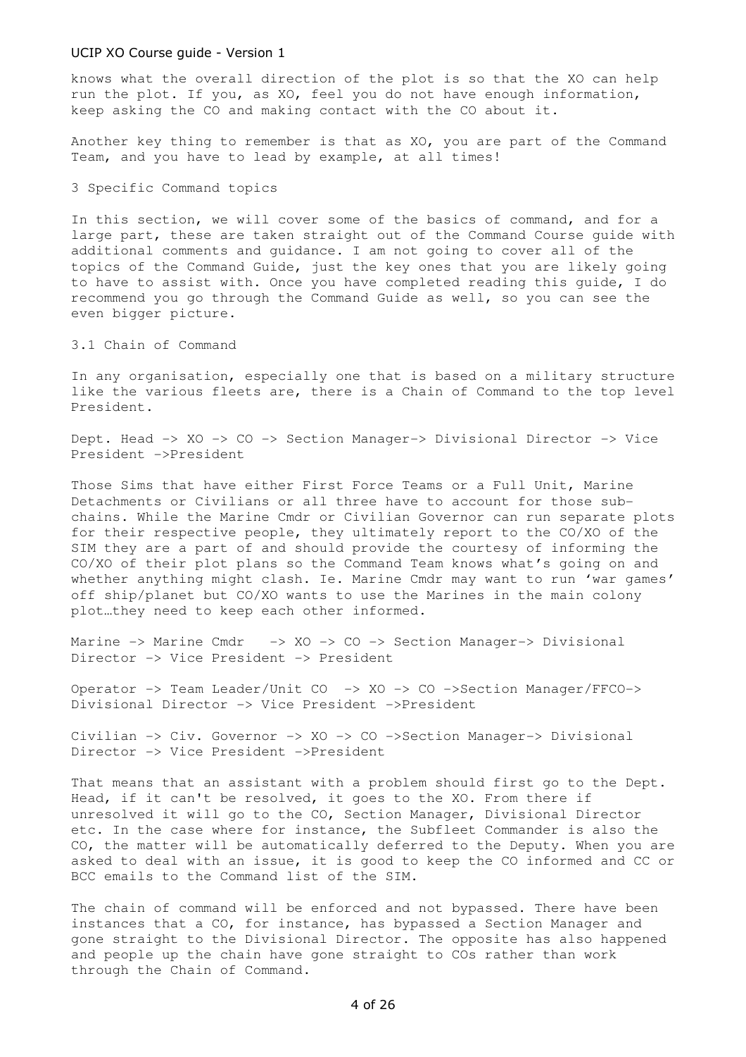knows what the overall direction of the plot is so that the XO can help run the plot. If you, as XO, feel you do not have enough information, keep asking the CO and making contact with the CO about it.

Another key thing to remember is that as XO, you are part of the Command Team, and you have to lead by example, at all times!

## 3 Specific Command topics

In this section, we will cover some of the basics of command, and for a large part, these are taken straight out of the Command Course guide with additional comments and guidance. I am not going to cover all of the topics of the Command Guide, just the key ones that you are likely going to have to assist with. Once you have completed reading this guide, I do recommend you go through the Command Guide as well, so you can see the even bigger picture.

### 3.1 Chain of Command

In any organisation, especially one that is based on a military structure like the various fleets are, there is a Chain of Command to the top level President.

Dept. Head -> XO -> CO -> Section Manager-> Divisional Director -> Vice President ->President

Those Sims that have either First Force Teams or a Full Unit, Marine Detachments or Civilians or all three have to account for those sub-chains. While the Marine Cmdr or Civilian Governor can run separate plots for their respective people, they ultimately report to the CO/XO of the SIM they are a part of and should provide the courtesy of informing the CO/XO of their plot plans so the Command Team knows what's going on and whether anything might clash. Ie. Marine Cmdr may want to run 'war games' off ship/planet but CO/XO wants to use the Marines in the main colony plot…they need to keep each other informed.

Marine -> Marine Cmdr -> XO -> CO -> Section Manager-> Divisional Director -> Vice President -> President

Operator -> Team Leader/Unit CO -> XO -> CO ->Section Manager/FFCO-> Divisional Director -> Vice President ->President

Civilian -> Civ. Governor -> XO -> CO ->Section Manager-> Divisional Director -> Vice President ->President

That means that an assistant with a problem should first go to the Dept. Head, if it can't be resolved, it goes to the XO. From there if unresolved it will go to the CO, Section Manager, Divisional Director etc. In the case where for instance, the Subfleet Commander is also the CO, the matter will be automatically deferred to the Deputy. When you are asked to deal with an issue, it is good to keep the CO informed and CC or BCC emails to the Command list of the SIM.

The chain of command will be enforced and not bypassed. There have been instances that a CO, for instance, has bypassed a Section Manager and gone straight to the Divisional Director. The opposite has also happened and people up the chain have gone straight to COs rather than work through the Chain of Command.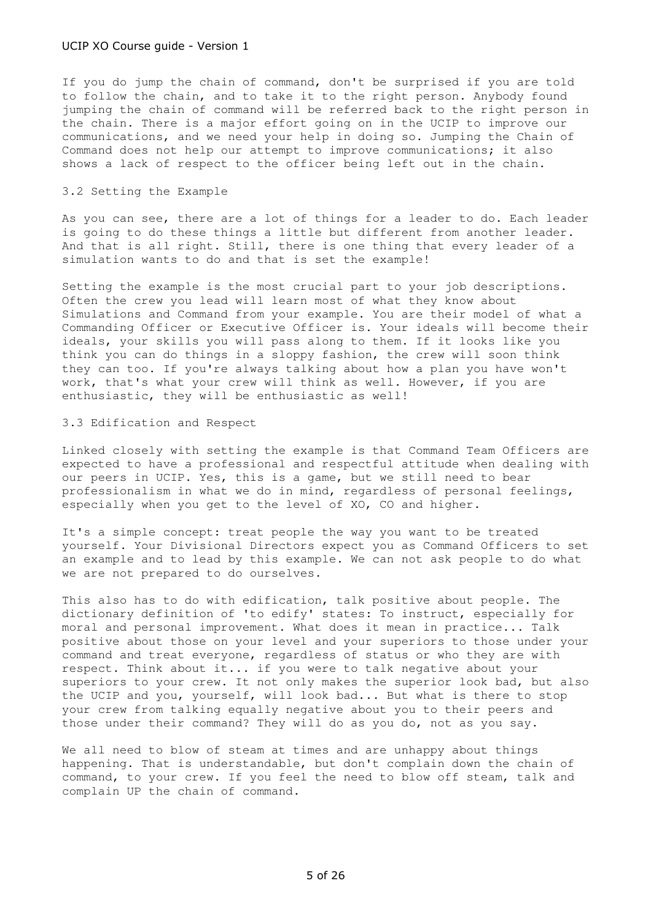If you do jump the chain of command, don't be surprised if you are told to follow the chain, and to take it to the right person. Anybody found jumping the chain of command will be referred back to the right person in the chain. There is a major effort going on in the UCIP to improve our communications, and we need your help in doing so. Jumping the Chain of Command does not help our attempt to improve communications; it also shows a lack of respect to the officer being left out in the chain.

### 3.2 Setting the Example

As you can see, there are a lot of things for a leader to do. Each leader is going to do these things a little but different from another leader. And that is all right. Still, there is one thing that every leader of a simulation wants to do and that is set the example!

Setting the example is the most crucial part to your job descriptions. Often the crew you lead will learn most of what they know about Simulations and Command from your example. You are their model of what a Commanding Officer or Executive Officer is. Your ideals will become their ideals, your skills you will pass along to them. If it looks like you think you can do things in a sloppy fashion, the crew will soon think they can too. If you're always talking about how a plan you have won't work, that's what your crew will think as well. However, if you are enthusiastic, they will be enthusiastic as well!

### 3.3 Edification and Respect

Linked closely with setting the example is that Command Team Officers are expected to have a professional and respectful attitude when dealing with our peers in UCIP. Yes, this is a game, but we still need to bear professionalism in what we do in mind, regardless of personal feelings, especially when you get to the level of XO, CO and higher.

It's a simple concept: treat people the way you want to be treated yourself. Your Divisional Directors expect you as Command Officers to set an example and to lead by this example. We can not ask people to do what we are not prepared to do ourselves.

This also has to do with edification, talk positive about people. The dictionary definition of 'to edify' states: To instruct, especially for moral and personal improvement. What does it mean in practice... Talk positive about those on your level and your superiors to those under your command and treat everyone, regardless of status or who they are with respect. Think about it... if you were to talk negative about your superiors to your crew. It not only makes the superior look bad, but also the UCIP and you, yourself, will look bad... But what is there to stop your crew from talking equally negative about you to their peers and those under their command? They will do as you do, not as you say.

We all need to blow of steam at times and are unhappy about things happening. That is understandable, but don't complain down the chain of command, to your crew. If you feel the need to blow off steam, talk and complain UP the chain of command.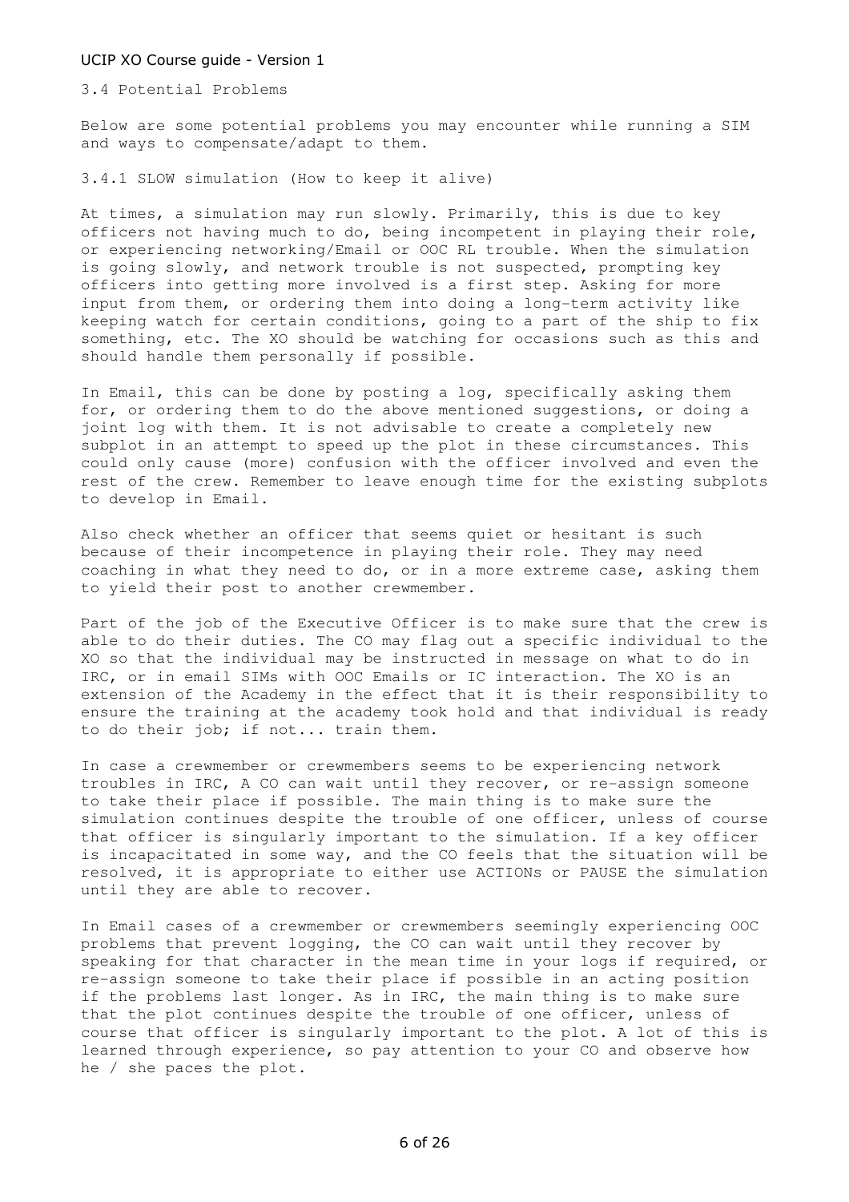### 3.4 Potential Problems

Below are some potential problems you may encounter while running a SIM and ways to compensate/adapt to them.

#### 3.4.1 SLOW simulation (How to keep it alive)

At times, a simulation may run slowly. Primarily, this is due to key officers not having much to do, being incompetent in playing their role, or experiencing networking/Email or OOC RL trouble. When the simulation is going slowly, and network trouble is not suspected, prompting key officers into getting more involved is a first step. Asking for more input from them, or ordering them into doing a long-term activity like keeping watch for certain conditions, going to a part of the ship to fix something, etc. The XO should be watching for occasions such as this and should handle them personally if possible.

In Email, this can be done by posting a log, specifically asking them for, or ordering them to do the above mentioned suggestions, or doing a joint log with them. It is not advisable to create a completely new subplot in an attempt to speed up the plot in these circumstances. This could only cause (more) confusion with the officer involved and even the rest of the crew. Remember to leave enough time for the existing subplots to develop in Email.

Also check whether an officer that seems quiet or hesitant is such because of their incompetence in playing their role. They may need coaching in what they need to do, or in a more extreme case, asking them to yield their post to another crewmember.

Part of the job of the Executive Officer is to make sure that the crew is able to do their duties. The CO may flag out a specific individual to the XO so that the individual may be instructed in message on what to do in IRC, or in email SIMs with OOC Emails or IC interaction. The XO is an extension of the Academy in the effect that it is their responsibility to ensure the training at the academy took hold and that individual is ready to do their job; if not... train them.

In case a crewmember or crewmembers seems to be experiencing network troubles in IRC, A CO can wait until they recover, or re-assign someone to take their place if possible. The main thing is to make sure the simulation continues despite the trouble of one officer, unless of course that officer is singularly important to the simulation. If a key officer is incapacitated in some way, and the CO feels that the situation will be resolved, it is appropriate to either use ACTIONs or PAUSE the simulation until they are able to recover.

In Email cases of a crewmember or crewmembers seemingly experiencing OOC problems that prevent logging, the CO can wait until they recover by speaking for that character in the mean time in your logs if required, or re-assign someone to take their place if possible in an acting position if the problems last longer. As in IRC, the main thing is to make sure that the plot continues despite the trouble of one officer, unless of course that officer is singularly important to the plot. A lot of this is learned through experience, so pay attention to your CO and observe how he / she paces the plot.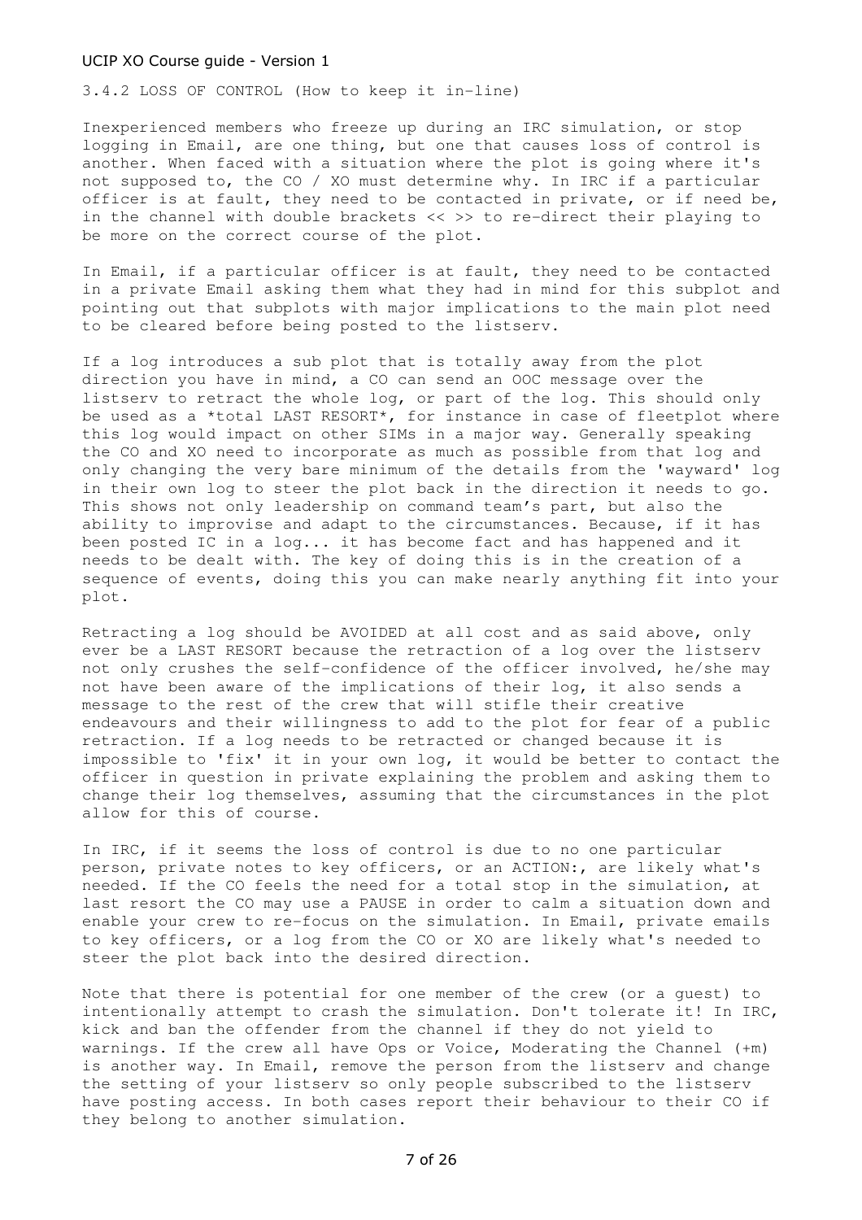### 3.4.2 LOSS OF CONTROL (How to keep it in-line)

Inexperienced members who freeze up during an IRC simulation, or stop logging in Email, are one thing, but one that causes loss of control is another. When faced with a situation where the plot is going where it's not supposed to, the CO / XO must determine why. In IRC if a particular officer is at fault, they need to be contacted in private, or if need be, in the channel with double brackets << >> to re-direct their playing to be more on the correct course of the plot.

In Email, if a particular officer is at fault, they need to be contacted in a private Email asking them what they had in mind for this subplot and pointing out that subplots with major implications to the main plot need to be cleared before being posted to the listserv.

If a log introduces a sub plot that is totally away from the plot direction you have in mind, a CO can send an OOC message over the listserv to retract the whole log, or part of the log. This should only be used as a *total LAST RESORT*, for instance in case of fleetplot where this log would impact on other SIMs in a major way. Generally speaking the CO and XO need to incorporate as much as possible from that log and only changing the very bare minimum of the details from the 'wayward' log in their own log to steer the plot back in the direction it needs to go. This shows not only leadership on command team's part, but also the ability to improvise and adapt to the circumstances. Because, if it has been posted IC in a log... it has become fact and has happened and it needs to be dealt with. The key of doing this is in the creation of a sequence of events, doing this you can make nearly anything fit into your plot.

Retracting a log should be AVOIDED at all cost and as said above, only ever be a LAST RESORT because the retraction of a log over the listserv not only crushes the self-confidence of the officer involved, he/she may not have been aware of the implications of their log, it also sends a message to the rest of the crew that will stifle their creative endeavours and their willingness to add to the plot for fear of a public retraction. If a log needs to be retracted or changed because it is impossible to 'fix' it in your own log, it would be better to contact the officer in question in private explaining the problem and asking them to change their log themselves, assuming that the circumstances in the plot allow for this of course.

In IRC, if it seems the loss of control is due to no one particular person, private notes to key officers, or an ACTION:, are likely what's needed. If the CO feels the need for a total stop in the simulation, at last resort the CO may use a PAUSE in order to calm a situation down and enable your crew to re-focus on the simulation. In Email, private emails to key officers, or a log from the CO or XO are likely what's needed to steer the plot back into the desired direction.

Note that there is potential for one member of the crew (or a guest) to intentionally attempt to crash the simulation. Don't tolerate it! In IRC, kick and ban the offender from the channel if they do not yield to warnings. If the crew all have Ops or Voice, Moderating the Channel (+m) is another way. In Email, remove the person from the listserv and change the setting of your listserv so only people subscribed to the listserv have posting access. In both cases report their behaviour to their CO if they belong to another simulation.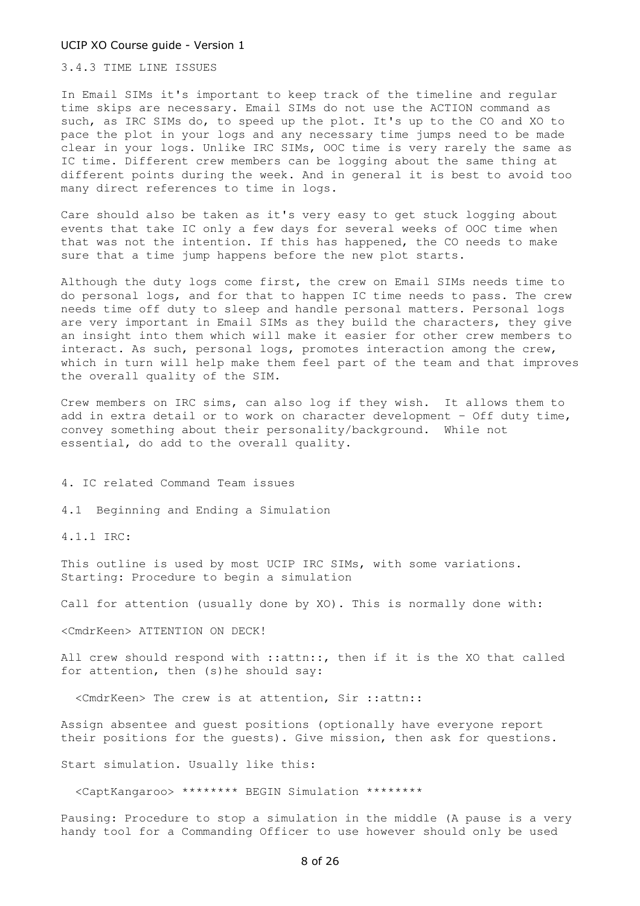### 3.4.3 TIME LINE ISSUES

In Email SIMs it's important to keep track of the timeline and regular time skips are necessary. Email SIMs do not use the ACTION command as such, as IRC SIMs do, to speed up the plot. It's up to the CO and XO to pace the plot in your logs and any necessary time jumps need to be made clear in your logs. Unlike IRC SIMs, OOC time is very rarely the same as IC time. Different crew members can be logging about the same thing at different points during the week. And in general it is best to avoid too many direct references to time in logs.

Care should also be taken as it's very easy to get stuck logging about events that take IC only a few days for several weeks of OOC time when that was not the intention. If this has happened, the CO needs to make sure that a time jump happens before the new plot starts.

Although the duty logs come first, the crew on Email SIMs needs time to do personal logs, and for that to happen IC time needs to pass. The crew needs time off duty to sleep and handle personal matters. Personal logs are very important in Email SIMs as they build the characters, they give an insight into them which will make it easier for other crew members to interact. As such, personal logs, promotes interaction among the crew, which in turn will help make them feel part of the team and that improves the overall quality of the SIM.

Crew members on IRC sims, can also log if they wish. It allows them to add in extra detail or to work on character development - Off duty time, convey something about their personality/background. While not essential, do add to the overall quality.

## 4. IC related Command Team issues

### 4.1 Beginning and Ending a Simulation

#### 4.1.1 IRC:

This outline is used by most UCIP IRC SIMs, with some variations. Starting: Procedure to begin a simulation

Call for attention (usually done by XO). This is normally done with:

```
<CmdrKeen> ATTENTION ON DECK!
```

All crew should respond with ::attn::, then if it is the XO that called for attention, then (s)he should say:

```
<CmdrKeen> The crew is at attention, Sir ::attn::
```

Assign absentee and guest positions (optionally have everyone report their positions for the guests). Give mission, then ask for questions.

Start simulation. Usually like this:

```
<CaptKangaroo> ******** BEGIN Simulation ********
```

Pausing: Procedure to stop a simulation in the middle (A pause is a very handy tool for a Commanding Officer to use however should only be used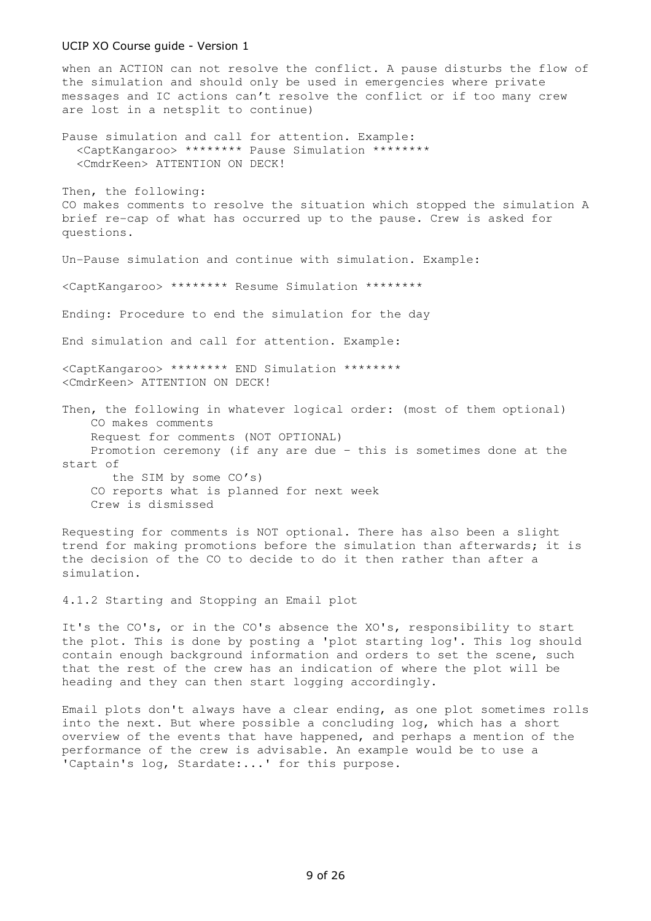when an ACTION can not resolve the conflict. A pause disturbs the flow of the simulation and should only be used in emergencies where private messages and IC actions can't resolve the conflict or if too many crew are lost in a netsplit to continue)

Pause simulation and call for attention. Example:

```
<CaptKangaroo> ******** Pause Simulation ********
<CmdrKeen> ATTENTION ON DECK!
```

Then, the following:
CO makes comments to resolve the situation which stopped the simulation A brief re-cap of what has occurred up to the pause. Crew is asked for questions.

Un-Pause simulation and continue with simulation. Example:

```
<CaptKangaroo> ******** Resume Simulation ********
```

Ending: Procedure to end the simulation for the day

End simulation and call for attention. Example:

```
<CaptKangaroo> ******** END Simulation ********
<CmdrKeen> ATTENTION ON DECK!
```

Then, the following in whatever logical order: (most of them optional)

- CO makes comments
- Request for comments (NOT OPTIONAL)
- Promotion ceremony (if any are due - this is sometimes done at the start of the SIM by some CO's)
- CO reports what is planned for next week
- Crew is dismissed

Requesting for comments is NOT optional. There has also been a slight trend for making promotions before the simulation than afterwards; it is the decision of the CO to decide to do it then rather than after a simulation.

### 4.1.2 Starting and Stopping an Email plot

It's the CO's, or in the CO's absence the XO's, responsibility to start the plot. This is done by posting a 'plot starting log'. This log should contain enough background information and orders to set the scene, such that the rest of the crew has an indication of where the plot will be heading and they can then start logging accordingly.

Email plots don't always have a clear ending, as one plot sometimes rolls into the next. But where possible a concluding log, which has a short overview of the events that have happened, and perhaps a mention of the performance of the crew is advisable. An example would be to use a 'Captain's log, Stardate:...' for this purpose.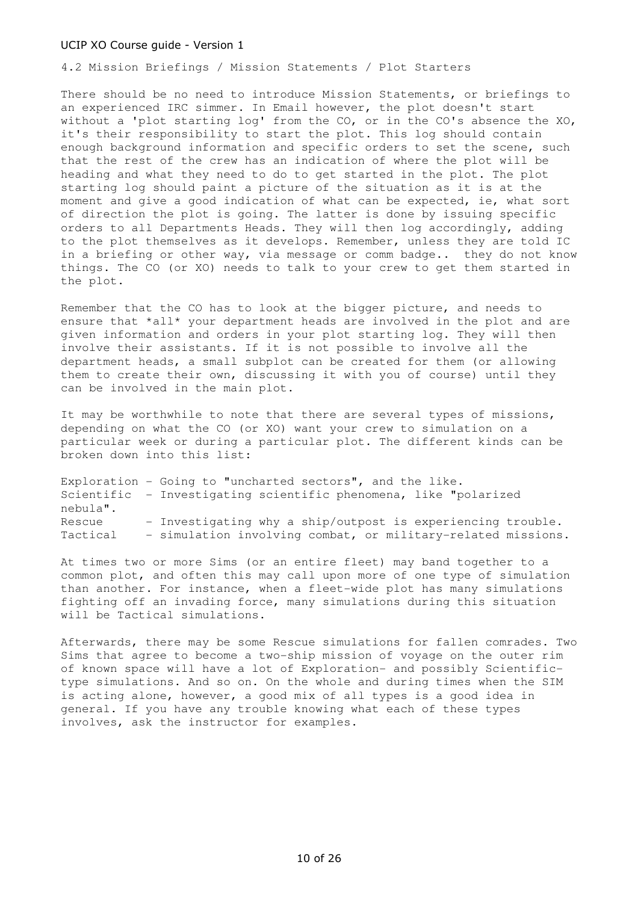## 4.2 Mission Briefings / Mission Statements / Plot Starters

There should be no need to introduce Mission Statements, or briefings to an experienced IRC simmer. In Email however, the plot doesn't start without a 'plot starting log' from the CO, or in the CO's absence the XO, it's their responsibility to start the plot. This log should contain enough background information and specific orders to set the scene, such that the rest of the crew has an indication of where the plot will be heading and what they need to do to get started in the plot. The plot starting log should paint a picture of the situation as it is at the moment and give a good indication of what can be expected, ie, what sort of direction the plot is going. The latter is done by issuing specific orders to all Departments Heads. They will then log accordingly, adding to the plot themselves as it develops. Remember, unless they are told IC in a briefing or other way, via message or comm badge.. they do not know things. The CO (or XO) needs to talk to your crew to get them started in the plot.

Remember that the CO has to look at the bigger picture, and needs to ensure that *all* your department heads are involved in the plot and are given information and orders in your plot starting log. They will then involve their assistants. If it is not possible to involve all the department heads, a small subplot can be created for them (or allowing them to create their own, discussing it with you of course) until they can be involved in the main plot.

It may be worthwhile to note that there are several types of missions, depending on what the CO (or XO) want your crew to simulation on a particular week or during a particular plot. The different kinds can be broken down into this list:

Exploration - Going to "uncharted sectors", and the like.
Scientific - Investigating scientific phenomena, like "polarized nebula".
Rescue - Investigating why a ship/outpost is experiencing trouble.
Tactical - simulation involving combat, or military-related missions.

At times two or more Sims (or an entire fleet) may band together to a common plot, and often this may call upon more of one type of simulation than another. For instance, when a fleet-wide plot has many simulations fighting off an invading force, many simulations during this situation will be Tactical simulations.

Afterwards, there may be some Rescue simulations for fallen comrades. Two Sims that agree to become a two-ship mission of voyage on the outer rim of known space will have a lot of Exploration- and possibly Scientific-type simulations. And so on. On the whole and during times when the SIM is acting alone, however, a good mix of all types is a good idea in general. If you have any trouble knowing what each of these types involves, ask the instructor for examples.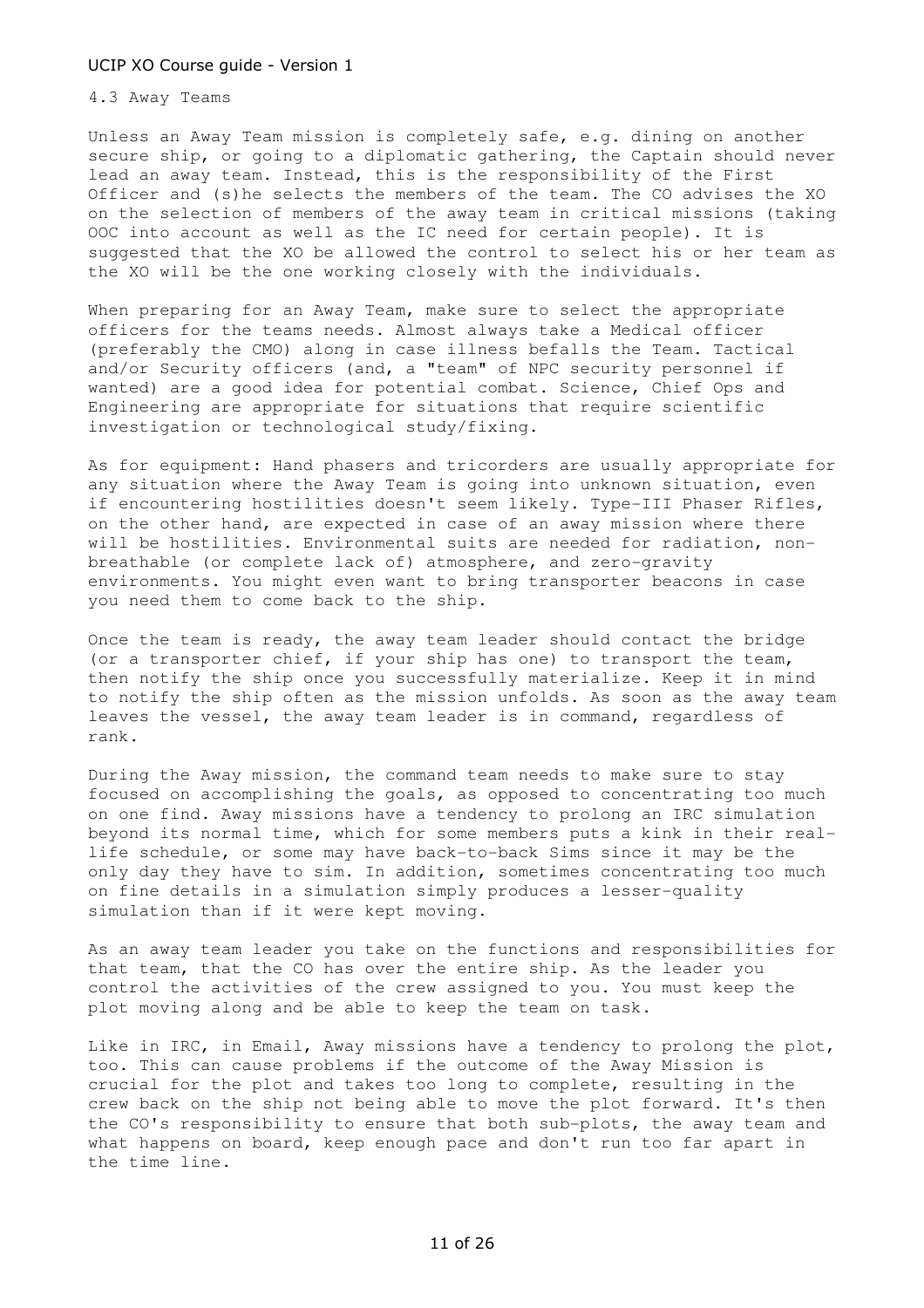## 4.3 Away Teams

Unless an Away Team mission is completely safe, e.g. dining on another secure ship, or going to a diplomatic gathering, the Captain should never lead an away team. Instead, this is the responsibility of the First Officer and (s)he selects the members of the team. The CO advises the XO on the selection of members of the away team in critical missions (taking OOC into account as well as the IC need for certain people). It is suggested that the XO be allowed the control to select his or her team as the XO will be the one working closely with the individuals.

When preparing for an Away Team, make sure to select the appropriate officers for the teams needs. Almost always take a Medical officer (preferably the CMO) along in case illness befalls the Team. Tactical and/or Security officers (and, a "team" of NPC security personnel if wanted) are a good idea for potential combat. Science, Chief Ops and Engineering are appropriate for situations that require scientific investigation or technological study/fixing.

As for equipment: Hand phasers and tricorders are usually appropriate for any situation where the Away Team is going into unknown situation, even if encountering hostilities doesn't seem likely. Type-III Phaser Rifles, on the other hand, are expected in case of an away mission where there will be hostilities. Environmental suits are needed for radiation, non-breathable (or complete lack of) atmosphere, and zero-gravity environments. You might even want to bring transporter beacons in case you need them to come back to the ship.

Once the team is ready, the away team leader should contact the bridge (or a transporter chief, if your ship has one) to transport the team, then notify the ship once you successfully materialize. Keep it in mind to notify the ship often as the mission unfolds. As soon as the away team leaves the vessel, the away team leader is in command, regardless of rank.

During the Away mission, the command team needs to make sure to stay focused on accomplishing the goals, as opposed to concentrating too much on one find. Away missions have a tendency to prolong an IRC simulation beyond its normal time, which for some members puts a kink in their real-life schedule, or some may have back-to-back Sims since it may be the only day they have to sim. In addition, sometimes concentrating too much on fine details in a simulation simply produces a lesser-quality simulation than if it were kept moving.

As an away team leader you take on the functions and responsibilities for that team, that the CO has over the entire ship. As the leader you control the activities of the crew assigned to you. You must keep the plot moving along and be able to keep the team on task.

Like in IRC, in Email, Away missions have a tendency to prolong the plot, too. This can cause problems if the outcome of the Away Mission is crucial for the plot and takes too long to complete, resulting in the crew back on the ship not being able to move the plot forward. It's then the CO's responsibility to ensure that both sub-plots, the away team and what happens on board, keep enough pace and don't run too far apart in the time line.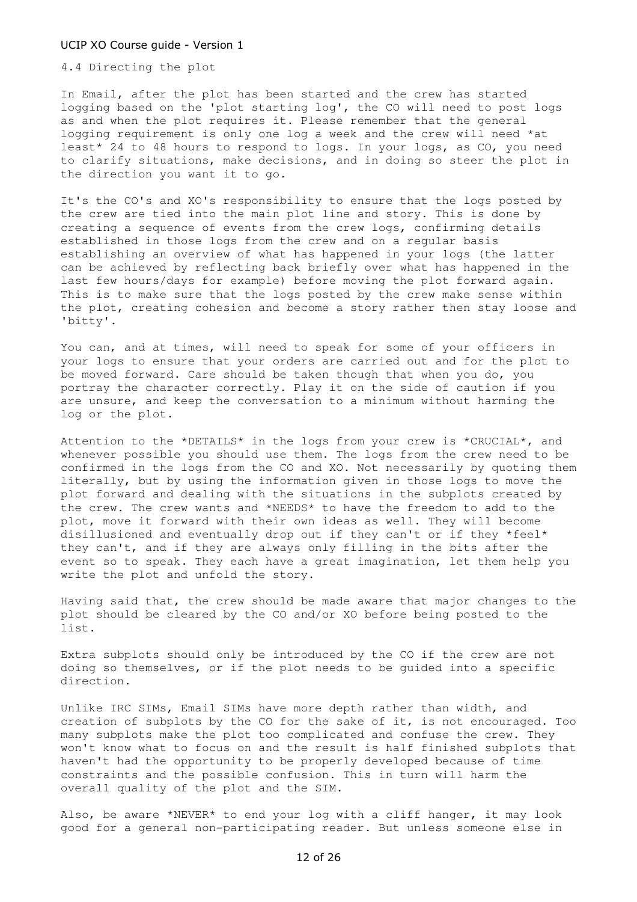## 4.4 Directing the plot

In Email, after the plot has been started and the crew has started logging based on the 'plot starting log', the CO will need to post logs as and when the plot requires it. Please remember that the general logging requirement is only one log a week and the crew will need *at least* 24 to 48 hours to respond to logs. In your logs, as CO, you need to clarify situations, make decisions, and in doing so steer the plot in the direction you want it to go.

It's the CO's and XO's responsibility to ensure that the logs posted by the crew are tied into the main plot line and story. This is done by creating a sequence of events from the crew logs, confirming details established in those logs from the crew and on a regular basis establishing an overview of what has happened in your logs (the latter can be achieved by reflecting back briefly over what has happened in the last few hours/days for example) before moving the plot forward again. This is to make sure that the logs posted by the crew make sense within the plot, creating cohesion and become a story rather then stay loose and 'bitty'.

You can, and at times, will need to speak for some of your officers in your logs to ensure that your orders are carried out and for the plot to be moved forward. Care should be taken though that when you do, you portray the character correctly. Play it on the side of caution if you are unsure, and keep the conversation to a minimum without harming the log or the plot.

Attention to the *DETAILS* in the logs from your crew is *CRUCIAL*, and whenever possible you should use them. The logs from the crew need to be confirmed in the logs from the CO and XO. Not necessarily by quoting them literally, but by using the information given in those logs to move the plot forward and dealing with the situations in the subplots created by the crew. The crew wants and *NEEDS* to have the freedom to add to the plot, move it forward with their own ideas as well. They will become disillusioned and eventually drop out if they can't or if they *feel* they can't, and if they are always only filling in the bits after the event so to speak. They each have a great imagination, let them help you write the plot and unfold the story.

Having said that, the crew should be made aware that major changes to the plot should be cleared by the CO and/or XO before being posted to the list.

Extra subplots should only be introduced by the CO if the crew are not doing so themselves, or if the plot needs to be guided into a specific direction.

Unlike IRC SIMs, Email SIMs have more depth rather than width, and creation of subplots by the CO for the sake of it, is not encouraged. Too many subplots make the plot too complicated and confuse the crew. They won't know what to focus on and the result is half finished subplots that haven't had the opportunity to be properly developed because of time constraints and the possible confusion. This in turn will harm the overall quality of the plot and the SIM.

Also, be aware *NEVER* to end your log with a cliff hanger, it may look good for a general non-participating reader. But unless someone else in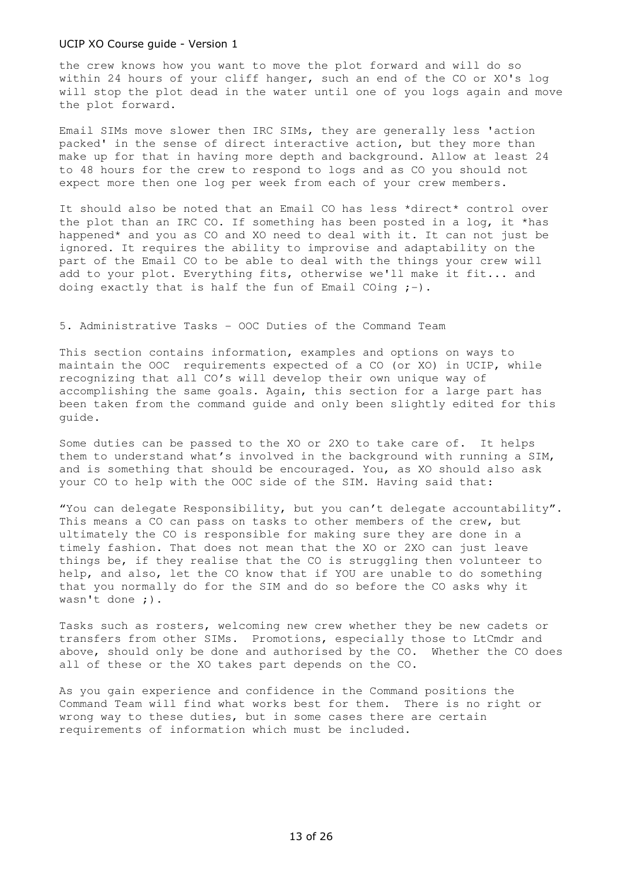the crew knows how you want to move the plot forward and will do so within 24 hours of your cliff hanger, such an end of the CO or XO's log will stop the plot dead in the water until one of you logs again and move the plot forward.

Email SIMs move slower then IRC SIMs, they are generally less 'action packed' in the sense of direct interactive action, but they more than make up for that in having more depth and background. Allow at least 24 to 48 hours for the crew to respond to logs and as CO you should not expect more then one log per week from each of your crew members.

It should also be noted that an Email CO has less *direct* control over the plot than an IRC CO. If something has been posted in a log, it *has happened* and you as CO and XO need to deal with it. It can not just be ignored. It requires the ability to improvise and adaptability on the part of the Email CO to be able to deal with the things your crew will add to your plot. Everything fits, otherwise we'll make it fit... and doing exactly that is half the fun of Email COing ;-).

## 5. Administrative Tasks – OOC Duties of the Command Team

This section contains information, examples and options on ways to maintain the OOC requirements expected of a CO (or XO) in UCIP, while recognizing that all CO's will develop their own unique way of accomplishing the same goals. Again, this section for a large part has been taken from the command guide and only been slightly edited for this guide.

Some duties can be passed to the XO or 2XO to take care of. It helps them to understand what's involved in the background with running a SIM, and is something that should be encouraged. You, as XO should also ask your CO to help with the OOC side of the SIM. Having said that:

"You can delegate Responsibility, but you can't delegate accountability". This means a CO can pass on tasks to other members of the crew, but ultimately the CO is responsible for making sure they are done in a timely fashion. That does not mean that the XO or 2XO can just leave things be, if they realise that the CO is struggling then volunteer to help, and also, let the CO know that if YOU are unable to do something that you normally do for the SIM and do so before the CO asks why it wasn't done ;).

Tasks such as rosters, welcoming new crew whether they be new cadets or transfers from other SIMs. Promotions, especially those to LtCmdr and above, should only be done and authorised by the CO. Whether the CO does all of these or the XO takes part depends on the CO.

As you gain experience and confidence in the Command positions the Command Team will find what works best for them. There is no right or wrong way to these duties, but in some cases there are certain requirements of information which must be included.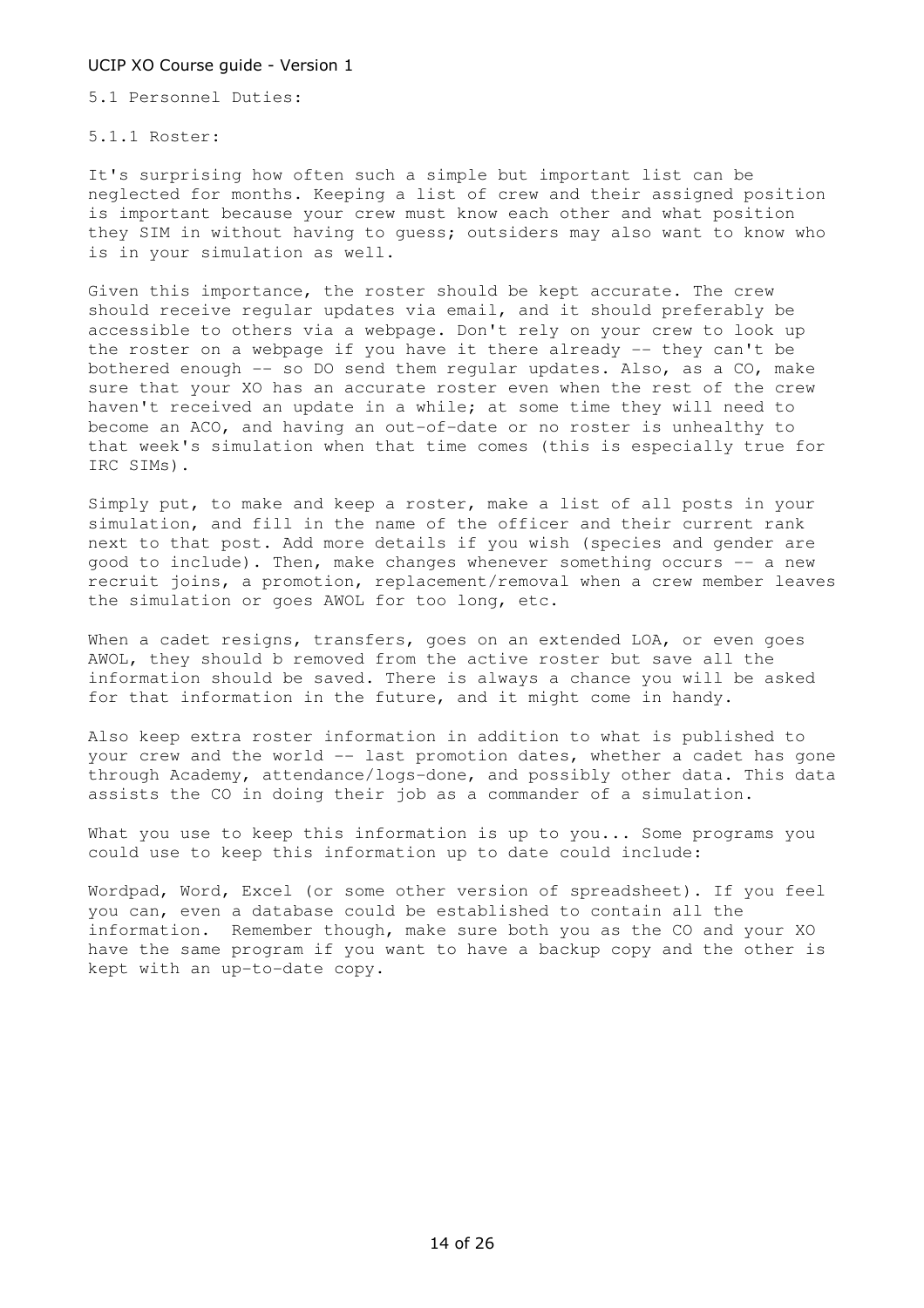## 5.1 Personnel Duties:

### 5.1.1 Roster:

It's surprising how often such a simple but important list can be neglected for months. Keeping a list of crew and their assigned position is important because your crew must know each other and what position they SIM in without having to guess; outsiders may also want to know who is in your simulation as well.

Given this importance, the roster should be kept accurate. The crew should receive regular updates via email, and it should preferably be accessible to others via a webpage. Don't rely on your crew to look up the roster on a webpage if you have it there already -- they can't be bothered enough -- so DO send them regular updates. Also, as a CO, make sure that your XO has an accurate roster even when the rest of the crew haven't received an update in a while; at some time they will need to become an ACO, and having an out-of-date or no roster is unhealthy to that week's simulation when that time comes (this is especially true for IRC SIMs).

Simply put, to make and keep a roster, make a list of all posts in your simulation, and fill in the name of the officer and their current rank next to that post. Add more details if you wish (species and gender are good to include). Then, make changes whenever something occurs -- a new recruit joins, a promotion, replacement/removal when a crew member leaves the simulation or goes AWOL for too long, etc.

When a cadet resigns, transfers, goes on an extended LOA, or even goes AWOL, they should b removed from the active roster but save all the information should be saved. There is always a chance you will be asked for that information in the future, and it might come in handy.

Also keep extra roster information in addition to what is published to your crew and the world -- last promotion dates, whether a cadet has gone through Academy, attendance/logs-done, and possibly other data. This data assists the CO in doing their job as a commander of a simulation.

What you use to keep this information is up to you... Some programs you could use to keep this information up to date could include:

Wordpad, Word, Excel (or some other version of spreadsheet). If you feel you can, even a database could be established to contain all the information. Remember though, make sure both you as the CO and your XO have the same program if you want to have a backup copy and the other is kept with an up-to-date copy.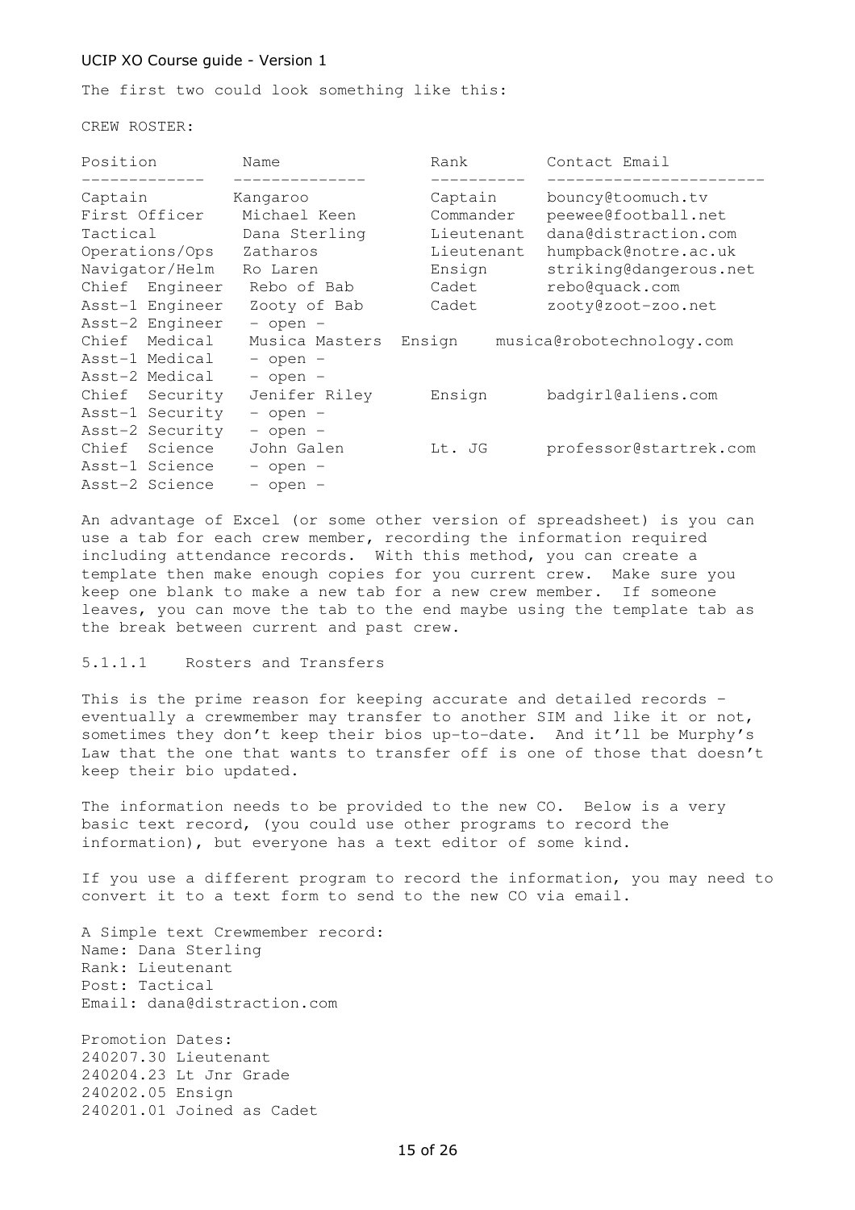The first two could look something like this:

CREW ROSTER:

| Position | Name | Rank | Contact Email |
|---|---|---|---|
| Captain | Kangaroo | Captain | bouncy@toomuch.tv |
| First Officer | Michael Keen | Commander | peewee@football.net |
| Tactical | Dana Sterling | Lieutenant | dana@distraction.com |
| Operations/Ops | Zatharos | Lieutenant | humpback@notre.ac.uk |
| Navigator/Helm | Ro Laren | Ensign | striking@dangerous.net |
| Chief Engineer | Rebo of Bab | Cadet | rebo@quack.com |
| Asst-1 Engineer | Zooty of Bab | Cadet | zooty@zoot-zoo.net |
| Asst-2 Engineer | - open - | | |
| Chief Medical | Musica Masters | Ensign | musica@robotechnology.com |
| Asst-1 Medical | - open - | | |
| Asst-2 Medical | - open - | | |
| Chief Security | Jenifer Riley | Ensign | badgirl@aliens.com |
| Asst-1 Security | - open - | | |
| Asst-2 Security | - open - | | |
| Chief Science | John Galen | Lt. JG | professor@startrek.com |
| Asst-1 Science | - open - | | |
| Asst-2 Science | - open - | | |

An advantage of Excel (or some other version of spreadsheet) is you can use a tab for each crew member, recording the information required including attendance records. With this method, you can create a template then make enough copies for you current crew. Make sure you keep one blank to make a new tab for a new crew member. If someone leaves, you can move the tab to the end maybe using the template tab as the break between current and past crew.

#### 5.1.1.1 Rosters and Transfers

This is the prime reason for keeping accurate and detailed records – eventually a crewmember may transfer to another SIM and like it or not, sometimes they don't keep their bios up-to-date. And it'll be Murphy's Law that the one that wants to transfer off is one of those that doesn't keep their bio updated.

The information needs to be provided to the new CO. Below is a very basic text record, (you could use other programs to record the information), but everyone has a text editor of some kind.

If you use a different program to record the information, you may need to convert it to a text form to send to the new CO via email.

A Simple text Crewmember record:
Name: Dana Sterling
Rank: Lieutenant
Post: Tactical
Email: dana@distraction.com

Promotion Dates:
240207.30 Lieutenant
240204.23 Lt Jnr Grade
240202.05 Ensign
240201.01 Joined as Cadet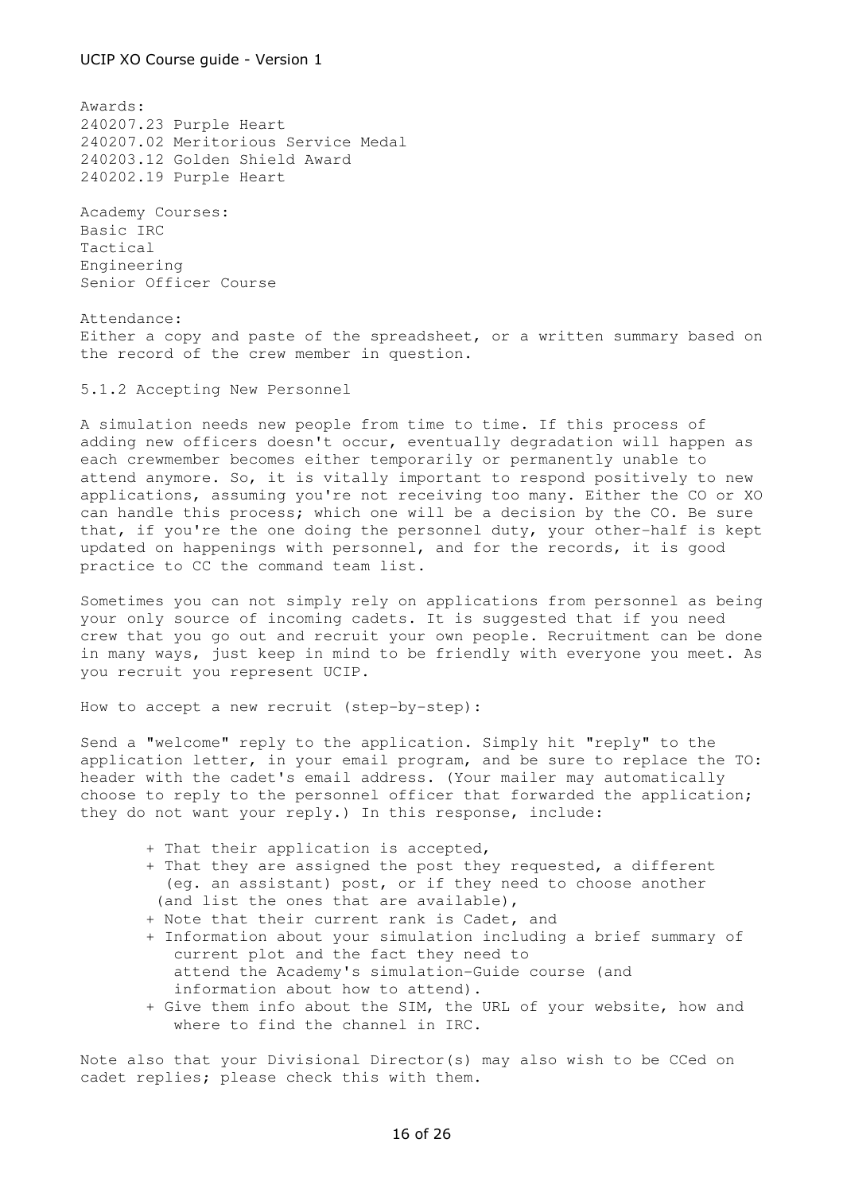Awards:
240207.23 Purple Heart
240207.02 Meritorious Service Medal
240203.12 Golden Shield Award
240202.19 Purple Heart

Academy Courses:
Basic IRC
Tactical
Engineering
Senior Officer Course

Attendance:
Either a copy and paste of the spreadsheet, or a written summary based on the record of the crew member in question.

### 5.1.2 Accepting New Personnel

A simulation needs new people from time to time. If this process of adding new officers doesn't occur, eventually degradation will happen as each crewmember becomes either temporarily or permanently unable to attend anymore. So, it is vitally important to respond positively to new applications, assuming you're not receiving too many. Either the CO or XO can handle this process; which one will be a decision by the CO. Be sure that, if you're the one doing the personnel duty, your other-half is kept updated on happenings with personnel, and for the records, it is good practice to CC the command team list.

Sometimes you can not simply rely on applications from personnel as being your only source of incoming cadets. It is suggested that if you need crew that you go out and recruit your own people. Recruitment can be done in many ways, just keep in mind to be friendly with everyone you meet. As you recruit you represent UCIP.

How to accept a new recruit (step-by-step):

Send a "welcome" reply to the application. Simply hit "reply" to the application letter, in your email program, and be sure to replace the TO: header with the cadet's email address. (Your mailer may automatically choose to reply to the personnel officer that forwarded the application; they do not want your reply.) In this response, include:

+ That their application is accepted,
+ That they are assigned the post they requested, a different (eg. an assistant) post, or if they need to choose another (and list the ones that are available),
+ Note that their current rank is Cadet, and
+ Information about your simulation including a brief summary of current plot and the fact they need to attend the Academy's simulation-Guide course (and information about how to attend).
+ Give them info about the SIM, the URL of your website, how and where to find the channel in IRC.

Note also that your Divisional Director(s) may also wish to be CCed on cadet replies; please check this with them.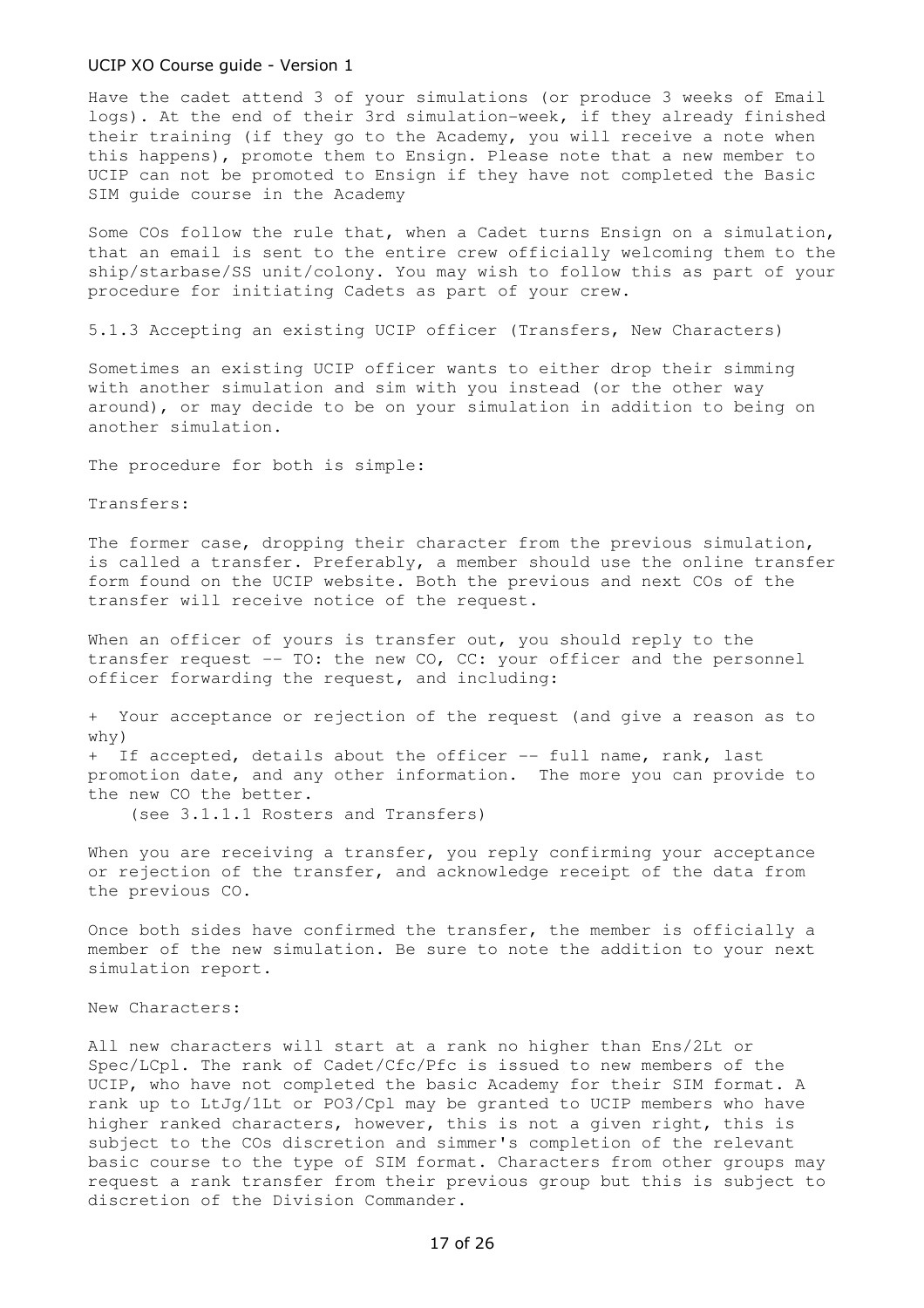Have the cadet attend 3 of your simulations (or produce 3 weeks of Email logs). At the end of their 3rd simulation-week, if they already finished their training (if they go to the Academy, you will receive a note when this happens), promote them to Ensign. Please note that a new member to UCIP can not be promoted to Ensign if they have not completed the Basic SIM guide course in the Academy

Some COs follow the rule that, when a Cadet turns Ensign on a simulation, that an email is sent to the entire crew officially welcoming them to the ship/starbase/SS unit/colony. You may wish to follow this as part of your procedure for initiating Cadets as part of your crew.

### 5.1.3 Accepting an existing UCIP officer (Transfers, New Characters)

Sometimes an existing UCIP officer wants to either drop their simming with another simulation and sim with you instead (or the other way around), or may decide to be on your simulation in addition to being on another simulation.

The procedure for both is simple:

**Transfers:**

The former case, dropping their character from the previous simulation, is called a transfer. Preferably, a member should use the online transfer form found on the UCIP website. Both the previous and next COs of the transfer will receive notice of the request.

When an officer of yours is transfer out, you should reply to the transfer request -- TO: the new CO, CC: your officer and the personnel officer forwarding the request, and including:

+ Your acceptance or rejection of the request (and give a reason as to why)
+ If accepted, details about the officer -- full name, rank, last promotion date, and any other information. The more you can provide to the new CO the better.
    (see 3.1.1.1 Rosters and Transfers)

When you are receiving a transfer, you reply confirming your acceptance or rejection of the transfer, and acknowledge receipt of the data from the previous CO.

Once both sides have confirmed the transfer, the member is officially a member of the new simulation. Be sure to note the addition to your next simulation report.

**New Characters:**

All new characters will start at a rank no higher than Ens/2Lt or Spec/LCpl. The rank of Cadet/Cfc/Pfc is issued to new members of the UCIP, who have not completed the basic Academy for their SIM format. A rank up to LtJg/1Lt or PO3/Cpl may be granted to UCIP members who have higher ranked characters, however, this is not a given right, this is subject to the COs discretion and simmer's completion of the relevant basic course to the type of SIM format. Characters from other groups may request a rank transfer from their previous group but this is subject to discretion of the Division Commander.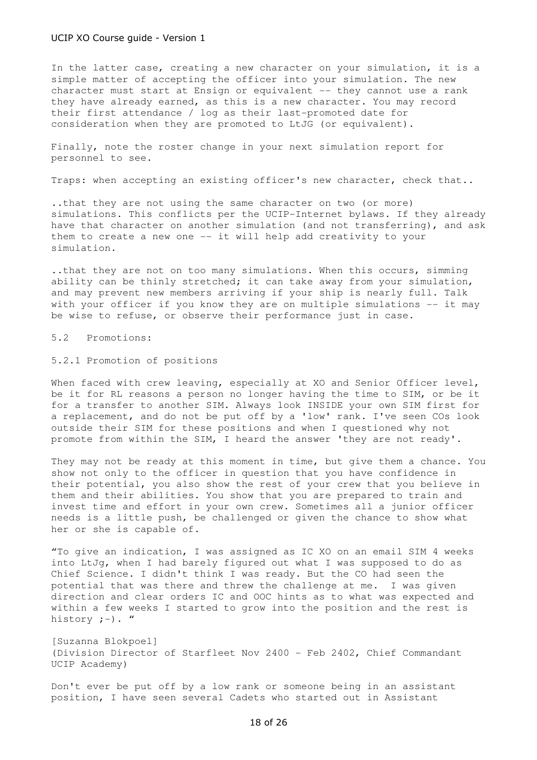In the latter case, creating a new character on your simulation, it is a simple matter of accepting the officer into your simulation. The new character must start at Ensign or equivalent -- they cannot use a rank they have already earned, as this is a new character. You may record their first attendance / log as their last-promoted date for consideration when they are promoted to LtJG (or equivalent).

Finally, note the roster change in your next simulation report for personnel to see.

Traps: when accepting an existing officer's new character, check that..

..that they are not using the same character on two (or more) simulations. This conflicts per the UCIP-Internet bylaws. If they already have that character on another simulation (and not transferring), and ask them to create a new one -- it will help add creativity to your simulation.

..that they are not on too many simulations. When this occurs, simming ability can be thinly stretched; it can take away from your simulation, and may prevent new members arriving if your ship is nearly full. Talk with your officer if you know they are on multiple simulations -- it may be wise to refuse, or observe their performance just in case.

## 5.2 Promotions:

### 5.2.1 Promotion of positions

When faced with crew leaving, especially at XO and Senior Officer level, be it for RL reasons a person no longer having the time to SIM, or be it for a transfer to another SIM. Always look INSIDE your own SIM first for a replacement, and do not be put off by a 'low' rank. I've seen COs look outside their SIM for these positions and when I questioned why not promote from within the SIM, I heard the answer 'they are not ready'.

They may not be ready at this moment in time, but give them a chance. You show not only to the officer in question that you have confidence in their potential, you also show the rest of your crew that you believe in them and their abilities. You show that you are prepared to train and invest time and effort in your own crew. Sometimes all a junior officer needs is a little push, be challenged or given the chance to show what her or she is capable of.

"To give an indication, I was assigned as IC XO on an email SIM 4 weeks into LtJg, when I had barely figured out what I was supposed to do as Chief Science. I didn't think I was ready. But the CO had seen the potential that was there and threw the challenge at me. I was given direction and clear orders IC and OOC hints as to what was expected and within a few weeks I started to grow into the position and the rest is history ;-). "

[Suzanna Blokpoel]
(Division Director of Starfleet Nov 2400 - Feb 2402, Chief Commandant UCIP Academy)

Don't ever be put off by a low rank or someone being in an assistant position, I have seen several Cadets who started out in Assistant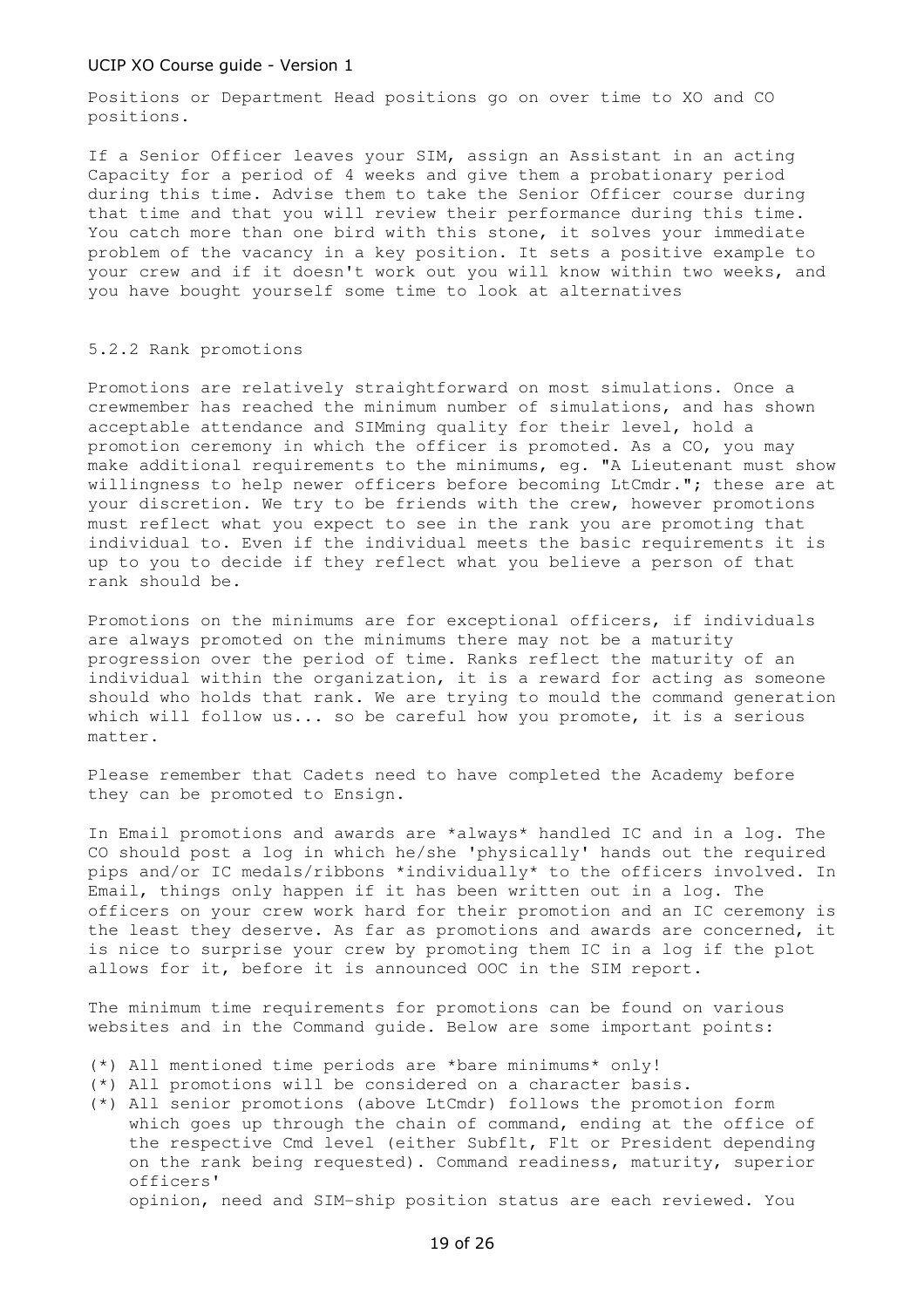Positions or Department Head positions go on over time to XO and CO positions.

If a Senior Officer leaves your SIM, assign an Assistant in an acting Capacity for a period of 4 weeks and give them a probationary period during this time. Advise them to take the Senior Officer course during that time and that you will review their performance during this time. You catch more than one bird with this stone, it solves your immediate problem of the vacancy in a key position. It sets a positive example to your crew and if it doesn't work out you will know within two weeks, and you have bought yourself some time to look at alternatives

### 5.2.2 Rank promotions

Promotions are relatively straightforward on most simulations. Once a crewmember has reached the minimum number of simulations, and has shown acceptable attendance and SIMming quality for their level, hold a promotion ceremony in which the officer is promoted. As a CO, you may make additional requirements to the minimums, eg. "A Lieutenant must show willingness to help newer officers before becoming LtCmdr."; these are at your discretion. We try to be friends with the crew, however promotions must reflect what you expect to see in the rank you are promoting that individual to. Even if the individual meets the basic requirements it is up to you to decide if they reflect what you believe a person of that rank should be.

Promotions on the minimums are for exceptional officers, if individuals are always promoted on the minimums there may not be a maturity progression over the period of time. Ranks reflect the maturity of an individual within the organization, it is a reward for acting as someone should who holds that rank. We are trying to mould the command generation which will follow us... so be careful how you promote, it is a serious matter.

Please remember that Cadets need to have completed the Academy before they can be promoted to Ensign.

In Email promotions and awards are *always* handled IC and in a log. The CO should post a log in which he/she 'physically' hands out the required pips and/or IC medals/ribbons *individually* to the officers involved. In Email, things only happen if it has been written out in a log. The officers on your crew work hard for their promotion and an IC ceremony is the least they deserve. As far as promotions and awards are concerned, it is nice to surprise your crew by promoting them IC in a log if the plot allows for it, before it is announced OOC in the SIM report.

The minimum time requirements for promotions can be found on various websites and in the Command guide. Below are some important points:

- (*) All mentioned time periods are *bare minimums* only!
- (*) All promotions will be considered on a character basis.
- (*) All senior promotions (above LtCmdr) follows the promotion form which goes up through the chain of command, ending at the office of the respective Cmd level (either Subflt, Flt or President depending on the rank being requested). Command readiness, maturity, superior officers' opinion, need and SIM-ship position status are each reviewed. You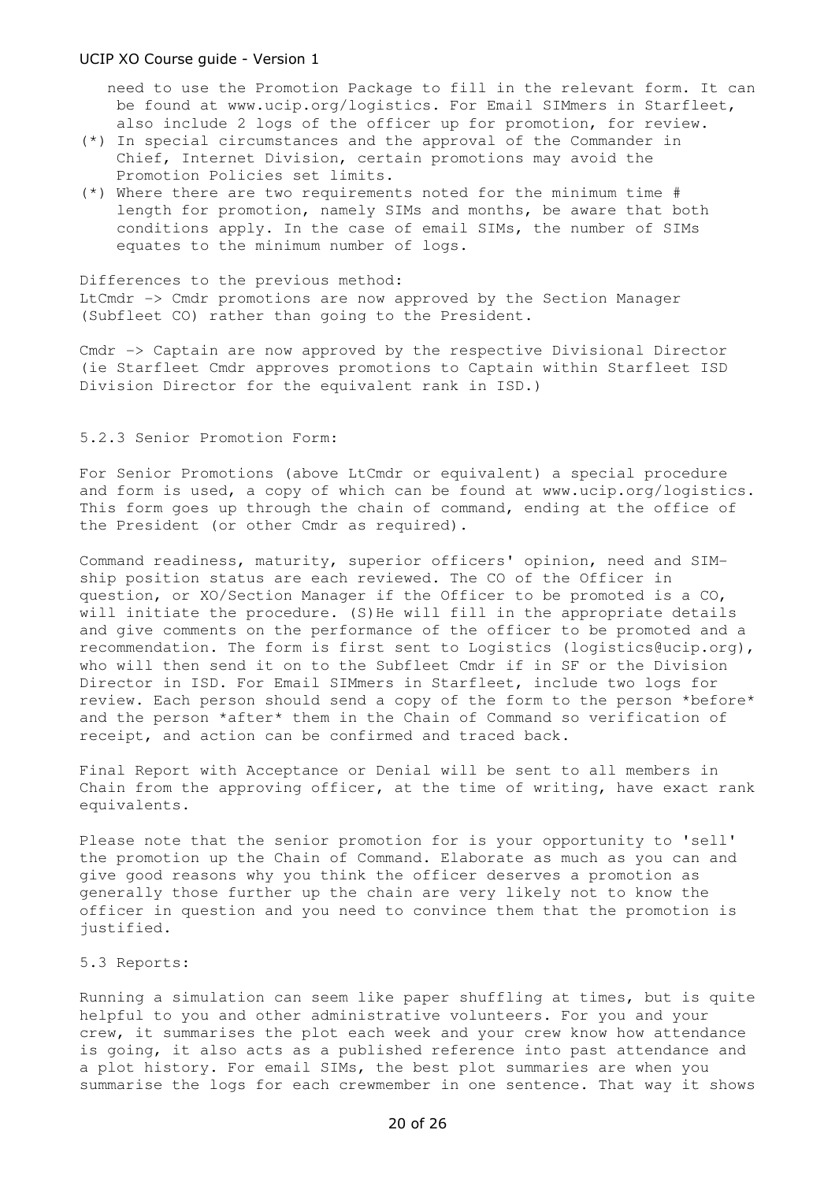need to use the Promotion Package to fill in the relevant form. It can be found at www.ucip.org/logistics. For Email SIMmers in Starfleet, also include 2 logs of the officer up for promotion, for review.

(*) In special circumstances and the approval of the Commander in Chief, Internet Division, certain promotions may avoid the Promotion Policies set limits.

(*) Where there are two requirements noted for the minimum time # length for promotion, namely SIMs and months, be aware that both conditions apply. In the case of email SIMs, the number of SIMs equates to the minimum number of logs.

Differences to the previous method:
LtCmdr -> Cmdr promotions are now approved by the Section Manager (Subfleet CO) rather than going to the President.

Cmdr -> Captain are now approved by the respective Divisional Director (ie Starfleet Cmdr approves promotions to Captain within Starfleet ISD Division Director for the equivalent rank in ISD.)

5.2.3 Senior Promotion Form:

For Senior Promotions (above LtCmdr or equivalent) a special procedure and form is used, a copy of which can be found at www.ucip.org/logistics. This form goes up through the chain of command, ending at the office of the President (or other Cmdr as required).

Command readiness, maturity, superior officers' opinion, need and SIM-ship position status are each reviewed. The CO of the Officer in question, or XO/Section Manager if the Officer to be promoted is a CO, will initiate the procedure. (S)He will fill in the appropriate details and give comments on the performance of the officer to be promoted and a recommendation. The form is first sent to Logistics (logistics@ucip.org), who will then send it on to the Subfleet Cmdr if in SF or the Division Director in ISD. For Email SIMmers in Starfleet, include two logs for review. Each person should send a copy of the form to the person *before* and the person *after* them in the Chain of Command so verification of receipt, and action can be confirmed and traced back.

Final Report with Acceptance or Denial will be sent to all members in Chain from the approving officer, at the time of writing, have exact rank equivalents.

Please note that the senior promotion for is your opportunity to 'sell' the promotion up the Chain of Command. Elaborate as much as you can and give good reasons why you think the officer deserves a promotion as generally those further up the chain are very likely not to know the officer in question and you need to convince them that the promotion is justified.

5.3 Reports:

Running a simulation can seem like paper shuffling at times, but is quite helpful to you and other administrative volunteers. For you and your crew, it summarises the plot each week and your crew know how attendance is going, it also acts as a published reference into past attendance and a plot history. For email SIMs, the best plot summaries are when you summarise the logs for each crewmember in one sentence. That way it shows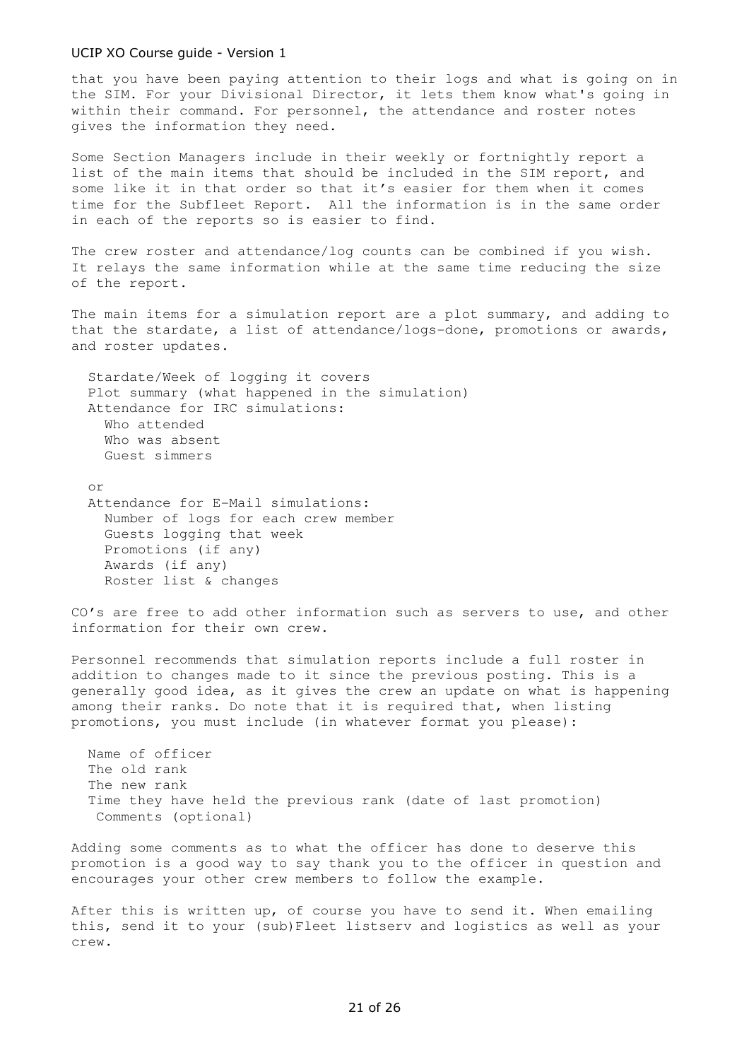that you have been paying attention to their logs and what is going on in the SIM. For your Divisional Director, it lets them know what's going in within their command. For personnel, the attendance and roster notes gives the information they need.

Some Section Managers include in their weekly or fortnightly report a list of the main items that should be included in the SIM report, and some like it in that order so that it's easier for them when it comes time for the Subfleet Report. All the information is in the same order in each of the reports so is easier to find.

The crew roster and attendance/log counts can be combined if you wish. It relays the same information while at the same time reducing the size of the report.

The main items for a simulation report are a plot summary, and adding to that the stardate, a list of attendance/logs-done, promotions or awards, and roster updates.

- Stardate/Week of logging it covers
- Plot summary (what happened in the simulation)
- Attendance for IRC simulations:
  - Who attended
  - Who was absent
  - Guest simmers

or

- Attendance for E-Mail simulations:
  - Number of logs for each crew member
  - Guests logging that week
  - Promotions (if any)
  - Awards (if any)
  - Roster list & changes

CO's are free to add other information such as servers to use, and other information for their own crew.

Personnel recommends that simulation reports include a full roster in addition to changes made to it since the previous posting. This is a generally good idea, as it gives the crew an update on what is happening among their ranks. Do note that it is required that, when listing promotions, you must include (in whatever format you please):

- Name of officer
- The old rank
- The new rank
- Time they have held the previous rank (date of last promotion)
- Comments (optional)

Adding some comments as to what the officer has done to deserve this promotion is a good way to say thank you to the officer in question and encourages your other crew members to follow the example.

After this is written up, of course you have to send it. When emailing this, send it to your (sub)Fleet listserv and logistics as well as your crew.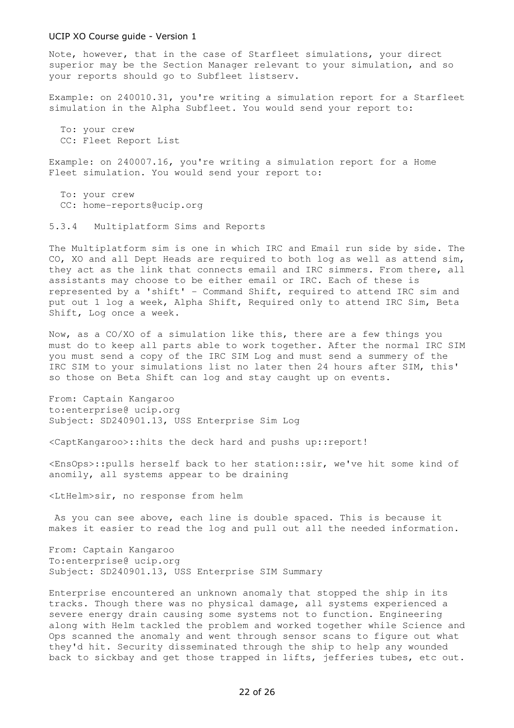Note, however, that in the case of Starfleet simulations, your direct superior may be the Section Manager relevant to your simulation, and so your reports should go to Subfleet listserv.

Example: on 240010.31, you're writing a simulation report for a Starfleet simulation in the Alpha Subfleet. You would send your report to:

```
  To: your crew
  CC: Fleet Report List
```

Example: on 240007.16, you're writing a simulation report for a Home Fleet simulation. You would send your report to:

```
  To: your crew
  CC: home-reports@ucip.org
```

### 5.3.4 Multiplatform Sims and Reports

The Multiplatform sim is one in which IRC and Email run side by side. The CO, XO and all Dept Heads are required to both log as well as attend sim, they act as the link that connects email and IRC simmers. From there, all assistants may choose to be either email or IRC. Each of these is represented by a 'shift' - Command Shift, required to attend IRC sim and put out 1 log a week, Alpha Shift, Required only to attend IRC Sim, Beta Shift, Log once a week.

Now, as a CO/XO of a simulation like this, there are a few things you must do to keep all parts able to work together. After the normal IRC SIM you must send a copy of the IRC SIM Log and must send a summery of the IRC SIM to your simulations list no later then 24 hours after SIM, this' so those on Beta Shift can log and stay caught up on events.

```
From: Captain Kangaroo
to:enterprise@ ucip.org
Subject: SD240901.13, USS Enterprise Sim Log

<CaptKangaroo>::hits the deck hard and pushs up::report!

<EnsOps>::pulls herself back to her station::sir, we've hit some kind of anomily, all systems appear to be draining

<LtHelm>sir, no response from helm
```

As you can see above, each line is double spaced. This is because it makes it easier to read the log and pull out all the needed information.

```
From: Captain Kangaroo
To:enterprise@ ucip.org
Subject: SD240901.13, USS Enterprise SIM Summary
```

Enterprise encountered an unknown anomaly that stopped the ship in its tracks. Though there was no physical damage, all systems experienced a severe energy drain causing some systems not to function. Engineering along with Helm tackled the problem and worked together while Science and Ops scanned the anomaly and went through sensor scans to figure out what they'd hit. Security disseminated through the ship to help any wounded back to sickbay and get those trapped in lifts, jefferies tubes, etc out.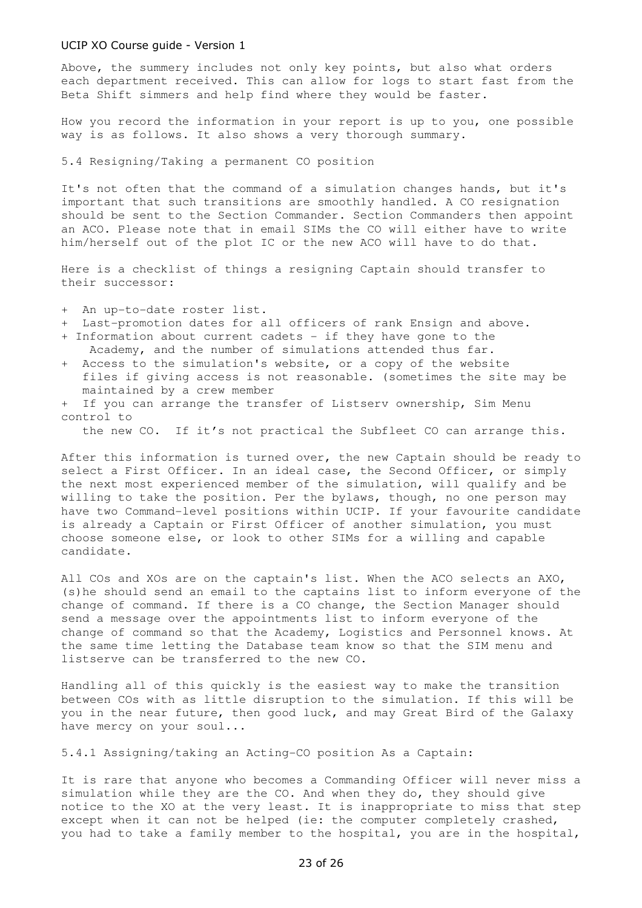Above, the summery includes not only key points, but also what orders each department received. This can allow for logs to start fast from the Beta Shift simmers and help find where they would be faster.

How you record the information in your report is up to you, one possible way is as follows. It also shows a very thorough summary.

## 5.4 Resigning/Taking a permanent CO position

It's not often that the command of a simulation changes hands, but it's important that such transitions are smoothly handled. A CO resignation should be sent to the Section Commander. Section Commanders then appoint an ACO. Please note that in email SIMs the CO will either have to write him/herself out of the plot IC or the new ACO will have to do that.

Here is a checklist of things a resigning Captain should transfer to their successor:

+ An up-to-date roster list.
+ Last-promotion dates for all officers of rank Ensign and above.
+ Information about current cadets - if they have gone to the Academy, and the number of simulations attended thus far.
+ Access to the simulation's website, or a copy of the website files if giving access is not reasonable. (sometimes the site may be maintained by a crew member
+ If you can arrange the transfer of Listserv ownership, Sim Menu control to the new CO. If it's not practical the Subfleet CO can arrange this.

After this information is turned over, the new Captain should be ready to select a First Officer. In an ideal case, the Second Officer, or simply the next most experienced member of the simulation, will qualify and be willing to take the position. Per the bylaws, though, no one person may have two Command-level positions within UCIP. If your favourite candidate is already a Captain or First Officer of another simulation, you must choose someone else, or look to other SIMs for a willing and capable candidate.

All COs and XOs are on the captain's list. When the ACO selects an AXO, (s)he should send an email to the captains list to inform everyone of the change of command. If there is a CO change, the Section Manager should send a message over the appointments list to inform everyone of the change of command so that the Academy, Logistics and Personnel knows. At the same time letting the Database team know so that the SIM menu and listserve can be transferred to the new CO.

Handling all of this quickly is the easiest way to make the transition between COs with as little disruption to the simulation. If this will be you in the near future, then good luck, and may Great Bird of the Galaxy have mercy on your soul...

### 5.4.1 Assigning/taking an Acting-CO position As a Captain:

It is rare that anyone who becomes a Commanding Officer will never miss a simulation while they are the CO. And when they do, they should give notice to the XO at the very least. It is inappropriate to miss that step except when it can not be helped (ie: the computer completely crashed, you had to take a family member to the hospital, you are in the hospital,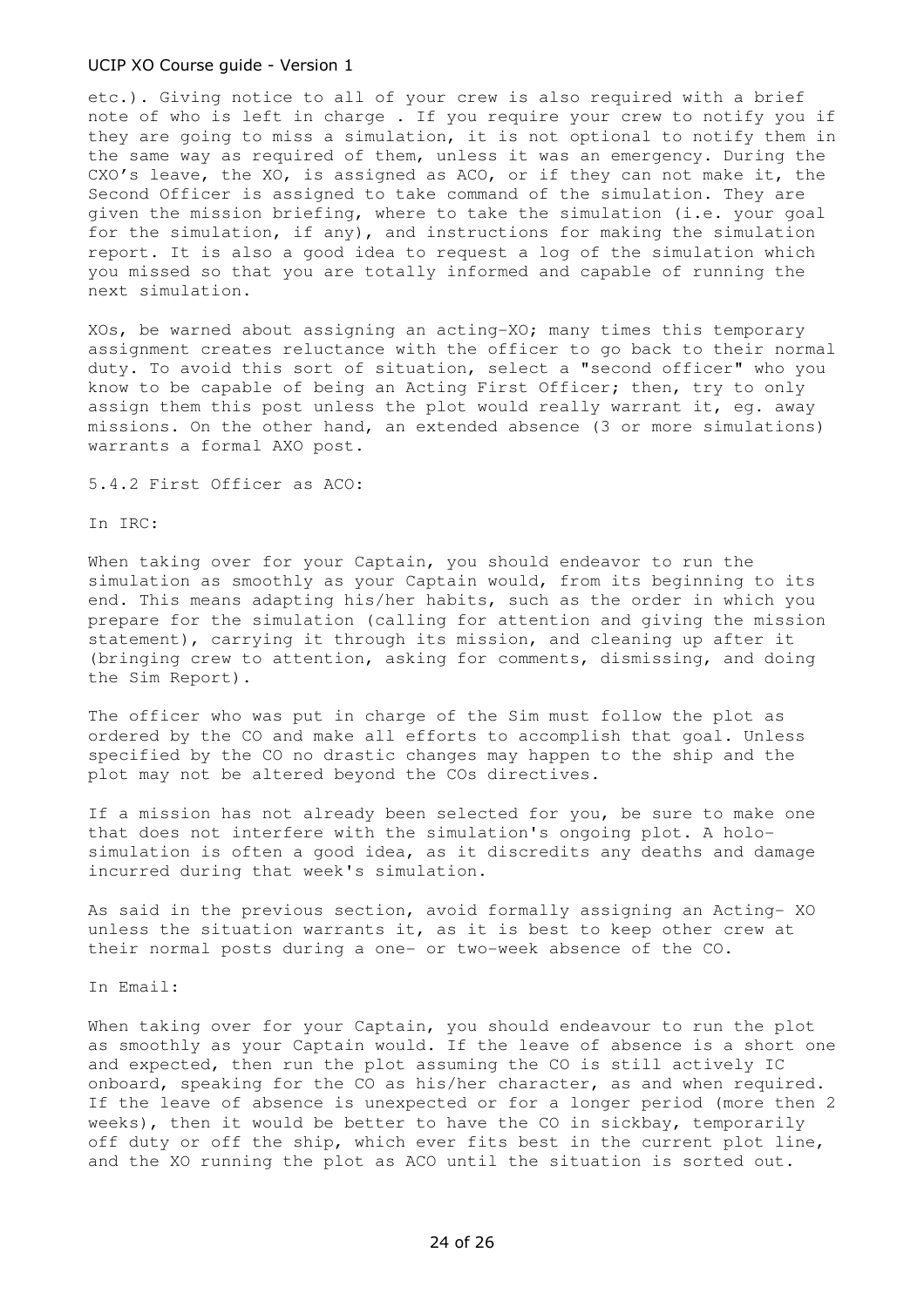etc.). Giving notice to all of your crew is also required with a brief note of who is left in charge . If you require your crew to notify you if they are going to miss a simulation, it is not optional to notify them in the same way as required of them, unless it was an emergency. During the CXO's leave, the XO, is assigned as ACO, or if they can not make it, the Second Officer is assigned to take command of the simulation. They are given the mission briefing, where to take the simulation (i.e. your goal for the simulation, if any), and instructions for making the simulation report. It is also a good idea to request a log of the simulation which you missed so that you are totally informed and capable of running the next simulation.

XOs, be warned about assigning an acting-XO; many times this temporary assignment creates reluctance with the officer to go back to their normal duty. To avoid this sort of situation, select a "second officer" who you know to be capable of being an Acting First Officer; then, try to only assign them this post unless the plot would really warrant it, eg. away missions. On the other hand, an extended absence (3 or more simulations) warrants a formal AXO post.

### 5.4.2 First Officer as ACO:

In IRC:

When taking over for your Captain, you should endeavor to run the simulation as smoothly as your Captain would, from its beginning to its end. This means adapting his/her habits, such as the order in which you prepare for the simulation (calling for attention and giving the mission statement), carrying it through its mission, and cleaning up after it (bringing crew to attention, asking for comments, dismissing, and doing the Sim Report).

The officer who was put in charge of the Sim must follow the plot as ordered by the CO and make all efforts to accomplish that goal. Unless specified by the CO no drastic changes may happen to the ship and the plot may not be altered beyond the COs directives.

If a mission has not already been selected for you, be sure to make one that does not interfere with the simulation's ongoing plot. A holo-simulation is often a good idea, as it discredits any deaths and damage incurred during that week's simulation.

As said in the previous section, avoid formally assigning an Acting- XO unless the situation warrants it, as it is best to keep other crew at their normal posts during a one- or two-week absence of the CO.

In Email:

When taking over for your Captain, you should endeavour to run the plot as smoothly as your Captain would. If the leave of absence is a short one and expected, then run the plot assuming the CO is still actively IC onboard, speaking for the CO as his/her character, as and when required. If the leave of absence is unexpected or for a longer period (more then 2 weeks), then it would be better to have the CO in sickbay, temporarily off duty or off the ship, which ever fits best in the current plot line, and the XO running the plot as ACO until the situation is sorted out.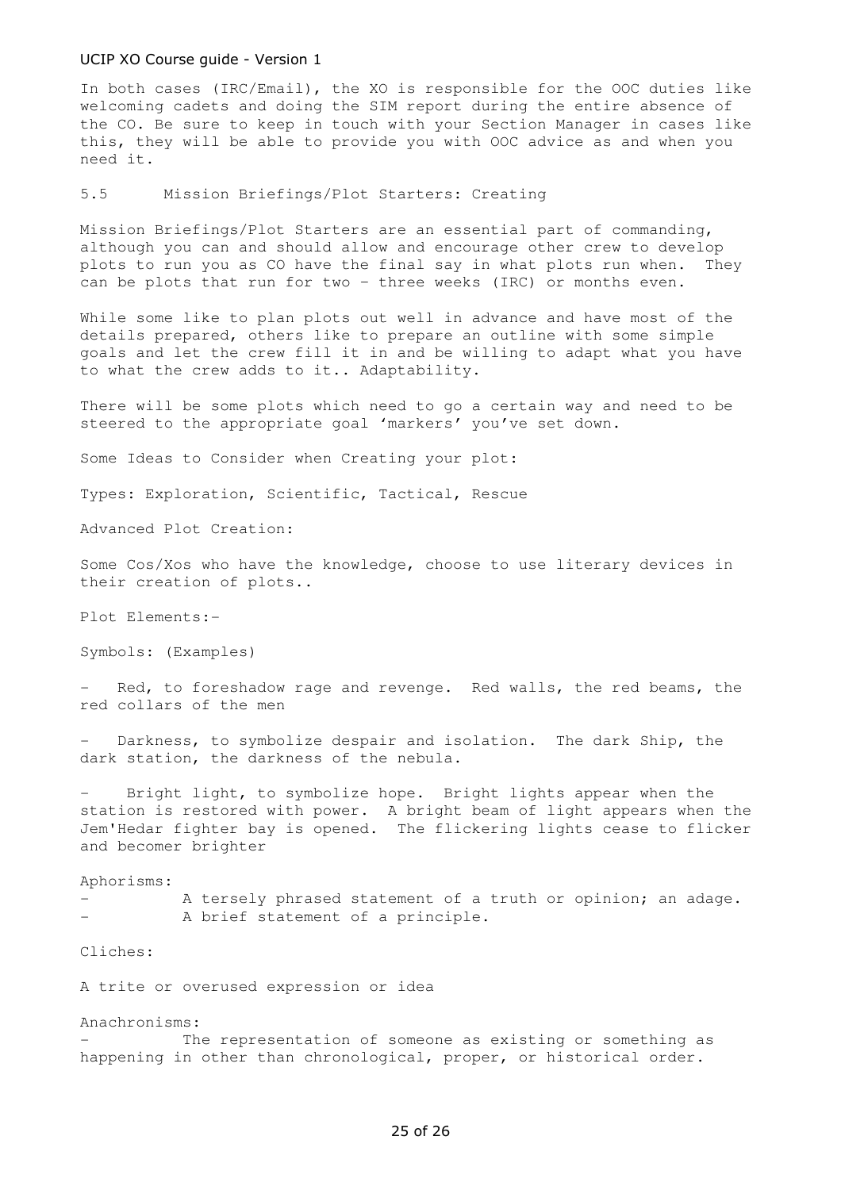In both cases (IRC/Email), the XO is responsible for the OOC duties like welcoming cadets and doing the SIM report during the entire absence of the CO. Be sure to keep in touch with your Section Manager in cases like this, they will be able to provide you with OOC advice as and when you need it.

## 5.5 Mission Briefings/Plot Starters: Creating

Mission Briefings/Plot Starters are an essential part of commanding, although you can and should allow and encourage other crew to develop plots to run you as CO have the final say in what plots run when. They can be plots that run for two – three weeks (IRC) or months even.

While some like to plan plots out well in advance and have most of the details prepared, others like to prepare an outline with some simple goals and let the crew fill it in and be willing to adapt what you have to what the crew adds to it.. Adaptability.

There will be some plots which need to go a certain way and need to be steered to the appropriate goal 'markers' you've set down.

Some Ideas to Consider when Creating your plot:

Types: Exploration, Scientific, Tactical, Rescue

Advanced Plot Creation:

Some Cos/Xos who have the knowledge, choose to use literary devices in their creation of plots..

Plot Elements:-

Symbols: (Examples)

- Red, to foreshadow rage and revenge. Red walls, the red beams, the red collars of the men
- Darkness, to symbolize despair and isolation. The dark Ship, the dark station, the darkness of the nebula.
- Bright light, to symbolize hope. Bright lights appear when the station is restored with power. A bright beam of light appears when the Jem'Hedar fighter bay is opened. The flickering lights cease to flicker and becomer brighter

Aphorisms:

- A tersely phrased statement of a truth or opinion; an adage.
- A brief statement of a principle.

Cliches:

A trite or overused expression or idea

Anachronisms:

- The representation of someone as existing or something as happening in other than chronological, proper, or historical order.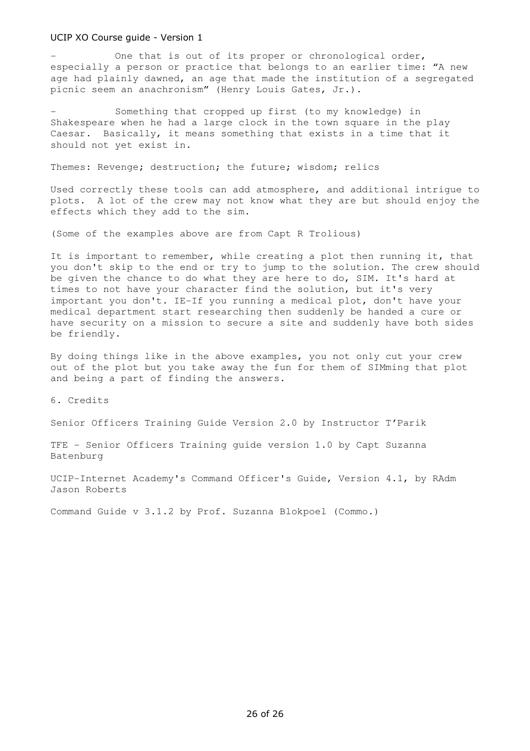- One that is out of its proper or chronological order, especially a person or practice that belongs to an earlier time: "A new age had plainly dawned, an age that made the institution of a segregated picnic seem an anachronism" (Henry Louis Gates, Jr.).

- Something that cropped up first (to my knowledge) in Shakespeare when he had a large clock in the town square in the play Caesar. Basically, it means something that exists in a time that it should not yet exist in.

Themes: Revenge; destruction; the future; wisdom; relics

Used correctly these tools can add atmosphere, and additional intrigue to plots. A lot of the crew may not know what they are but should enjoy the effects which they add to the sim.

(Some of the examples above are from Capt R Trolious)

It is important to remember, while creating a plot then running it, that you don't skip to the end or try to jump to the solution. The crew should be given the chance to do what they are here to do, SIM. It's hard at times to not have your character find the solution, but it's very important you don't. IE-If you running a medical plot, don't have your medical department start researching then suddenly be handed a cure or have security on a mission to secure a site and suddenly have both sides be friendly.

By doing things like in the above examples, you not only cut your crew out of the plot but you take away the fun for them of SIMming that plot and being a part of finding the answers.

## 6. Credits

Senior Officers Training Guide Version 2.0 by Instructor T'Parik

TFE - Senior Officers Training guide version 1.0 by Capt Suzanna Batenburg

UCIP-Internet Academy's Command Officer's Guide, Version 4.1, by RAdm Jason Roberts

Command Guide v 3.1.2 by Prof. Suzanna Blokpoel (Commo.)